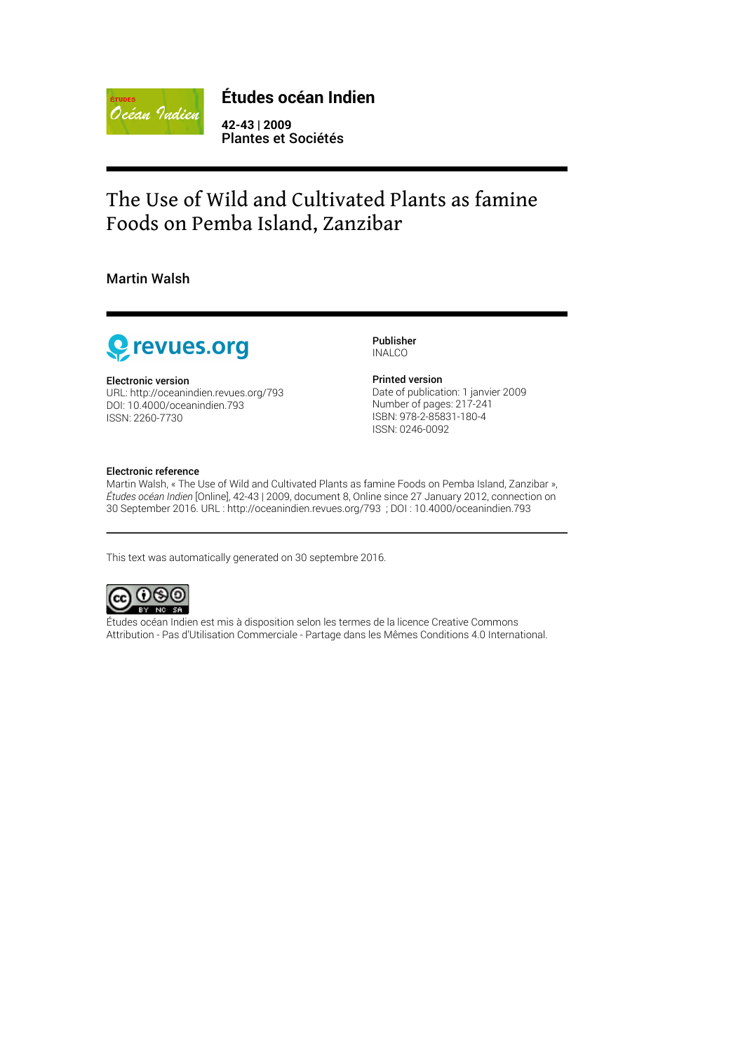# Études océan Indien

**42-43 | 2009**
**Plantes et Sociétés**

## The Use of Wild and Cultivated Plants as famine Foods on Pemba Island, Zanzibar

Martin Walsh

**Publisher**
INALCO

**Electronic version**
URL: http://oceanindien.revues.org/793
DOI: 10.4000/oceanindien.793
ISSN: 2260-7730

**Printed version**
Date of publication: 1 janvier 2009
Number of pages: 217-241
ISBN: 978-2-85831-180-4
ISSN: 0246-0092

**Electronic reference**
Martin Walsh, « The Use of Wild and Cultivated Plants as famine Foods on Pemba Island, Zanzibar », *Études océan Indien* [Online], 42-43 | 2009, document 8, Online since 27 January 2012, connection on 30 September 2016. URL : http://oceanindien.revues.org/793 ; DOI : 10.4000/oceanindien.793

This text was automatically generated on 30 septembre 2016.

Études océan Indien est mis à disposition selon les termes de la licence Creative Commons Attribution - Pas d'Utilisation Commerciale - Partage dans les Mêmes Conditions 4.0 International.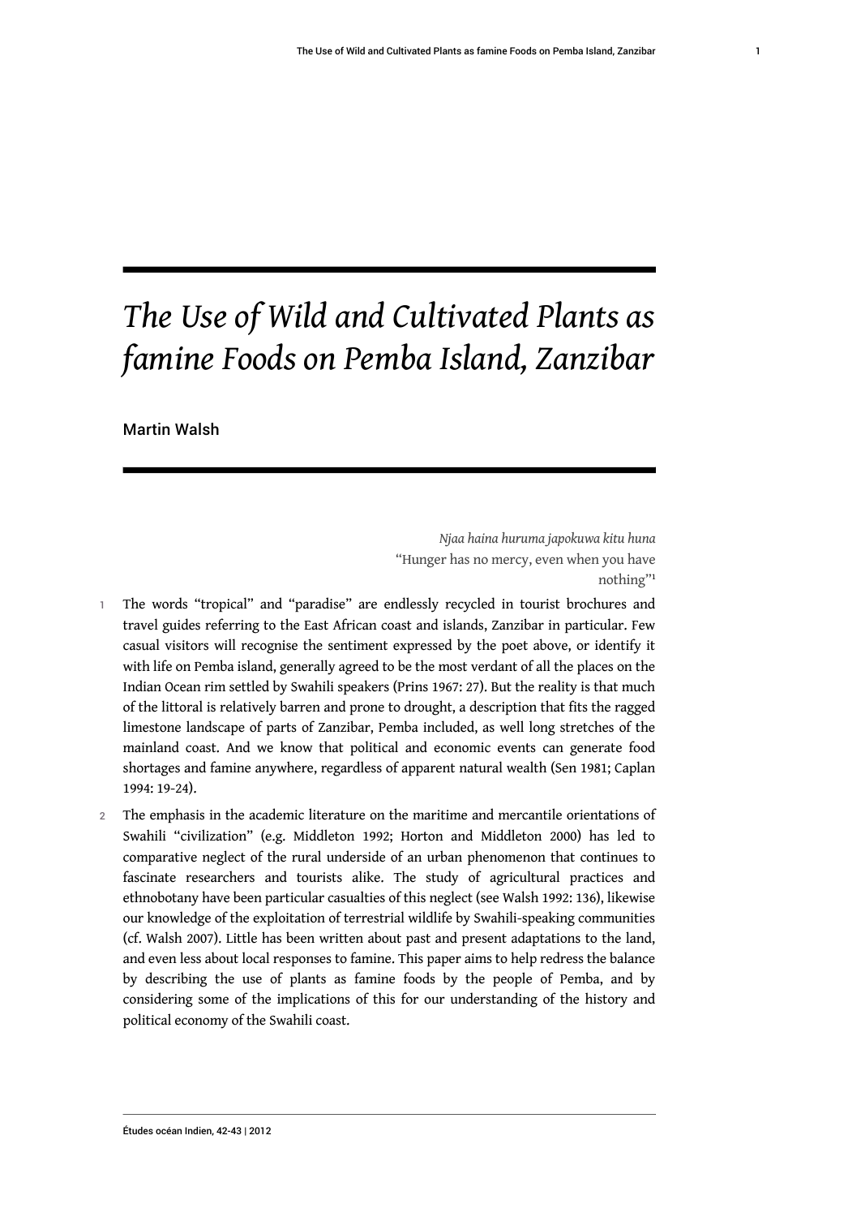# *The Use of Wild and Cultivated Plants as famine Foods on Pemba Island, Zanzibar*

Martin Walsh

*Njaa haina huruma japokuwa kitu huna*
"Hunger has no mercy, even when you have nothing"[1]

1 The words "tropical" and "paradise" are endlessly recycled in tourist brochures and travel guides referring to the East African coast and islands, Zanzibar in particular. Few casual visitors will recognise the sentiment expressed by the poet above, or identify it with life on Pemba island, generally agreed to be the most verdant of all the places on the Indian Ocean rim settled by Swahili speakers (Prins 1967: 27). But the reality is that much of the littoral is relatively barren and prone to drought, a description that fits the ragged limestone landscape of parts of Zanzibar, Pemba included, as well long stretches of the mainland coast. And we know that political and economic events can generate food shortages and famine anywhere, regardless of apparent natural wealth (Sen 1981; Caplan 1994: 19-24).

2 The emphasis in the academic literature on the maritime and mercantile orientations of Swahili "civilization" (e.g. Middleton 1992; Horton and Middleton 2000) has led to comparative neglect of the rural underside of an urban phenomenon that continues to fascinate researchers and tourists alike. The study of agricultural practices and ethnobotany have been particular casualties of this neglect (see Walsh 1992: 136), likewise our knowledge of the exploitation of terrestrial wildlife by Swahili-speaking communities (cf. Walsh 2007). Little has been written about past and present adaptations to the land, and even less about local responses to famine. This paper aims to help redress the balance by describing the use of plants as famine foods by the people of Pemba, and by considering some of the implications of this for our understanding of the history and political economy of the Swahili coast.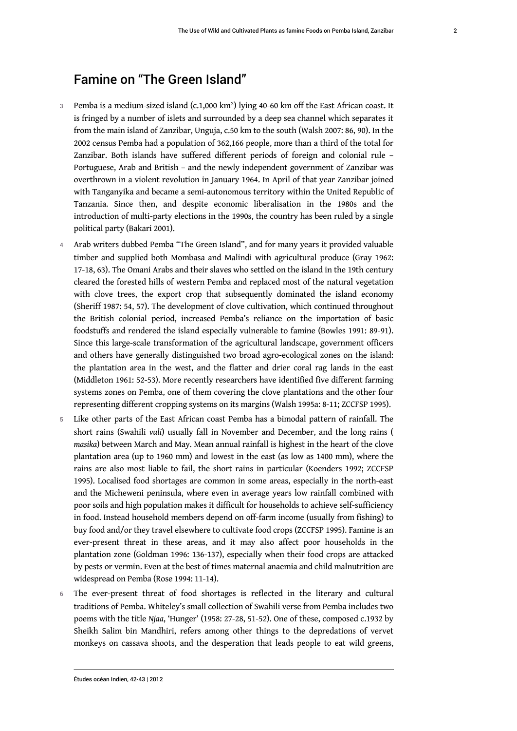## Famine on "The Green Island"

3 Pemba is a medium-sized island (c.1,000 km[2]) lying 40-60 km off the East African coast. It is fringed by a number of islets and surrounded by a deep sea channel which separates it from the main island of Zanzibar, Unguja, c.50 km to the south (Walsh 2007: 86, 90). In the 2002 census Pemba had a population of 362,166 people, more than a third of the total for Zanzibar. Both islands have suffered different periods of foreign and colonial rule – Portuguese, Arab and British – and the newly independent government of Zanzibar was overthrown in a violent revolution in January 1964. In April of that year Zanzibar joined with Tanganyika and became a semi-autonomous territory within the United Republic of Tanzania. Since then, and despite economic liberalisation in the 1980s and the introduction of multi-party elections in the 1990s, the country has been ruled by a single political party (Bakari 2001).

4 Arab writers dubbed Pemba "The Green Island", and for many years it provided valuable timber and supplied both Mombasa and Malindi with agricultural produce (Gray 1962: 17-18, 63). The Omani Arabs and their slaves who settled on the island in the 19th century cleared the forested hills of western Pemba and replaced most of the natural vegetation with clove trees, the export crop that subsequently dominated the island economy (Sheriff 1987: 54, 57). The development of clove cultivation, which continued throughout the British colonial period, increased Pemba's reliance on the importation of basic foodstuffs and rendered the island especially vulnerable to famine (Bowles 1991: 89-91). Since this large-scale transformation of the agricultural landscape, government officers and others have generally distinguished two broad agro-ecological zones on the island: the plantation area in the west, and the flatter and drier coral rag lands in the east (Middleton 1961: 52-53). More recently researchers have identified five different farming systems zones on Pemba, one of them covering the clove plantations and the other four representing different cropping systems on its margins (Walsh 1995a: 8-11; ZCCFSP 1995).

5 Like other parts of the East African coast Pemba has a bimodal pattern of rainfall. The short rains (Swahili *vuli*) usually fall in November and December, and the long rains (*masika*) between March and May. Mean annual rainfall is highest in the heart of the clove plantation area (up to 1960 mm) and lowest in the east (as low as 1400 mm), where the rains are also most liable to fail, the short rains in particular (Koenders 1992; ZCCFSP 1995). Localised food shortages are common in some areas, especially in the north-east and the Micheweni peninsula, where even in average years low rainfall combined with poor soils and high population makes it difficult for households to achieve self-sufficiency in food. Instead household members depend on off-farm income (usually from fishing) to buy food and/or they travel elsewhere to cultivate food crops (ZCCFSP 1995). Famine is an ever-present threat in these areas, and it may also affect poor households in the plantation zone (Goldman 1996: 136-137), especially when their food crops are attacked by pests or vermin. Even at the best of times maternal anaemia and child malnutrition are widespread on Pemba (Rose 1994: 11-14).

6 The ever-present threat of food shortages is reflected in the literary and cultural traditions of Pemba. Whiteley's small collection of Swahili verse from Pemba includes two poems with the title *Njaa*, 'Hunger' (1958: 27-28, 51-52). One of these, composed c.1932 by Sheikh Salim bin Mandhiri, refers among other things to the depredations of vervet monkeys on cassava shoots, and the desperation that leads people to eat wild greens,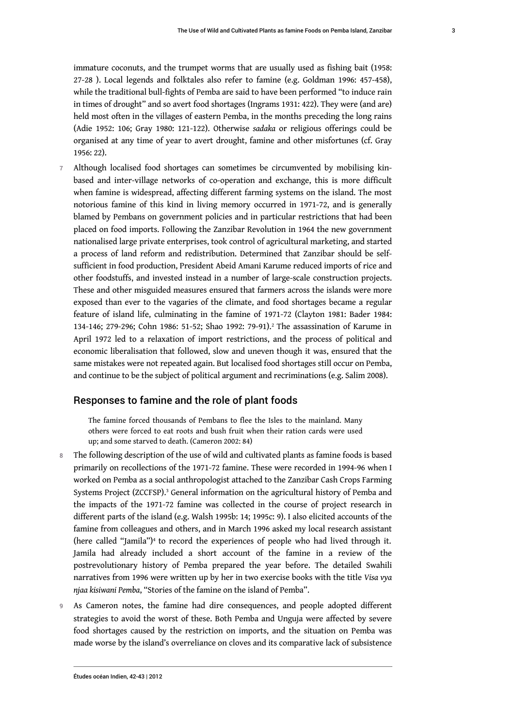immature coconuts, and the trumpet worms that are usually used as fishing bait (1958: 27-28 ). Local legends and folktales also refer to famine (e.g. Goldman 1996: 457-458), while the traditional bull-fights of Pemba are said to have been performed "to induce rain in times of drought" and so avert food shortages (Ingrams 1931: 422). They were (and are) held most often in the villages of eastern Pemba, in the months preceding the long rains (Adie 1952: 106; Gray 1980: 121-122). Otherwise *sadaka* or religious offerings could be organised at any time of year to avert drought, famine and other misfortunes (cf. Gray 1956: 22).

7 Although localised food shortages can sometimes be circumvented by mobilising kin-based and inter-village networks of co-operation and exchange, this is more difficult when famine is widespread, affecting different farming systems on the island. The most notorious famine of this kind in living memory occurred in 1971-72, and is generally blamed by Pembans on government policies and in particular restrictions that had been placed on food imports. Following the Zanzibar Revolution in 1964 the new government nationalised large private enterprises, took control of agricultural marketing, and started a process of land reform and redistribution. Determined that Zanzibar should be self-sufficient in food production, President Abeid Amani Karume reduced imports of rice and other foodstuffs, and invested instead in a number of large-scale construction projects. These and other misguided measures ensured that farmers across the islands were more exposed than ever to the vagaries of the climate, and food shortages became a regular feature of island life, culminating in the famine of 1971-72 (Clayton 1981: Bader 1984: 134-146; 279-296; Cohn 1986: 51-52; Shao 1992: 79-91).[2] The assassination of Karume in April 1972 led to a relaxation of import restrictions, and the process of political and economic liberalisation that followed, slow and uneven though it was, ensured that the same mistakes were not repeated again. But localised food shortages still occur on Pemba, and continue to be the subject of political argument and recriminations (e.g. Salim 2008).

## Responses to famine and the role of plant foods

> The famine forced thousands of Pembans to flee the Isles to the mainland. Many others were forced to eat roots and bush fruit when their ration cards were used up; and some starved to death. (Cameron 2002: 84)

8 The following description of the use of wild and cultivated plants as famine foods is based primarily on recollections of the 1971-72 famine. These were recorded in 1994-96 when I worked on Pemba as a social anthropologist attached to the Zanzibar Cash Crops Farming Systems Project (ZCCFSP).[3] General information on the agricultural history of Pemba and the impacts of the 1971-72 famine was collected in the course of project research in different parts of the island (e.g. Walsh 1995b: 14; 1995c: 9). I also elicited accounts of the famine from colleagues and others, and in March 1996 asked my local research assistant (here called "Jamila")[4] to record the experiences of people who had lived through it. Jamila had already included a short account of the famine in a review of the postrevolutionary history of Pemba prepared the year before. The detailed Swahili narratives from 1996 were written up by her in two exercise books with the title *Visa vya njaa kisiwani Pemba*, "Stories of the famine on the island of Pemba".

9 As Cameron notes, the famine had dire consequences, and people adopted different strategies to avoid the worst of these. Both Pemba and Unguja were affected by severe food shortages caused by the restriction on imports, and the situation on Pemba was made worse by the island's overreliance on cloves and its comparative lack of subsistence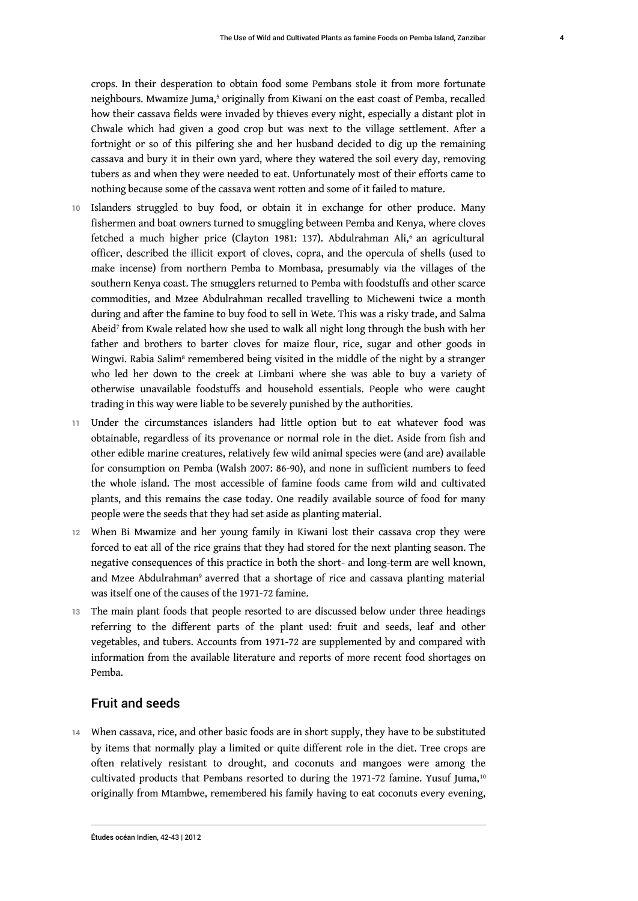crops. In their desperation to obtain food some Pembans stole it from more fortunate neighbours. Mwamize Juma,[5] originally from Kiwani on the east coast of Pemba, recalled how their cassava fields were invaded by thieves every night, especially a distant plot in Chwale which had given a good crop but was next to the village settlement. After a fortnight or so of this pilfering she and her husband decided to dig up the remaining cassava and bury it in their own yard, where they watered the soil every day, removing tubers as and when they were needed to eat. Unfortunately most of their efforts came to nothing because some of the cassava went rotten and some of it failed to mature.

10 Islanders struggled to buy food, or obtain it in exchange for other produce. Many fishermen and boat owners turned to smuggling between Pemba and Kenya, where cloves fetched a much higher price (Clayton 1981: 137). Abdulrahman Ali,[6] an agricultural officer, described the illicit export of cloves, copra, and the opercula of shells (used to make incense) from northern Pemba to Mombasa, presumably via the villages of the southern Kenya coast. The smugglers returned to Pemba with foodstuffs and other scarce commodities, and Mzee Abdulrahman recalled travelling to Micheweni twice a month during and after the famine to buy food to sell in Wete. This was a risky trade, and Salma Abeid[7] from Kwale related how she used to walk all night long through the bush with her father and brothers to barter cloves for maize flour, rice, sugar and other goods in Wingwi. Rabia Salim[8] remembered being visited in the middle of the night by a stranger who led her down to the creek at Limbani where she was able to buy a variety of otherwise unavailable foodstuffs and household essentials. People who were caught trading in this way were liable to be severely punished by the authorities.

11 Under the circumstances islanders had little option but to eat whatever food was obtainable, regardless of its provenance or normal role in the diet. Aside from fish and other edible marine creatures, relatively few wild animal species were (and are) available for consumption on Pemba (Walsh 2007: 86-90), and none in sufficient numbers to feed the whole island. The most accessible of famine foods came from wild and cultivated plants, and this remains the case today. One readily available source of food for many people were the seeds that they had set aside as planting material.

12 When Bi Mwamize and her young family in Kiwani lost their cassava crop they were forced to eat all of the rice grains that they had stored for the next planting season. The negative consequences of this practice in both the short- and long-term are well known, and Mzee Abdulrahman[9] averred that a shortage of rice and cassava planting material was itself one of the causes of the 1971-72 famine.

13 The main plant foods that people resorted to are discussed below under three headings referring to the different parts of the plant used: fruit and seeds, leaf and other vegetables, and tubers. Accounts from 1971-72 are supplemented by and compared with information from the available literature and reports of more recent food shortages on Pemba.

## Fruit and seeds

14 When cassava, rice, and other basic foods are in short supply, they have to be substituted by items that normally play a limited or quite different role in the diet. Tree crops are often relatively resistant to drought, and coconuts and mangoes were among the cultivated products that Pembans resorted to during the 1971-72 famine. Yusuf Juma,[10] originally from Mtambwe, remembered his family having to eat coconuts every evening,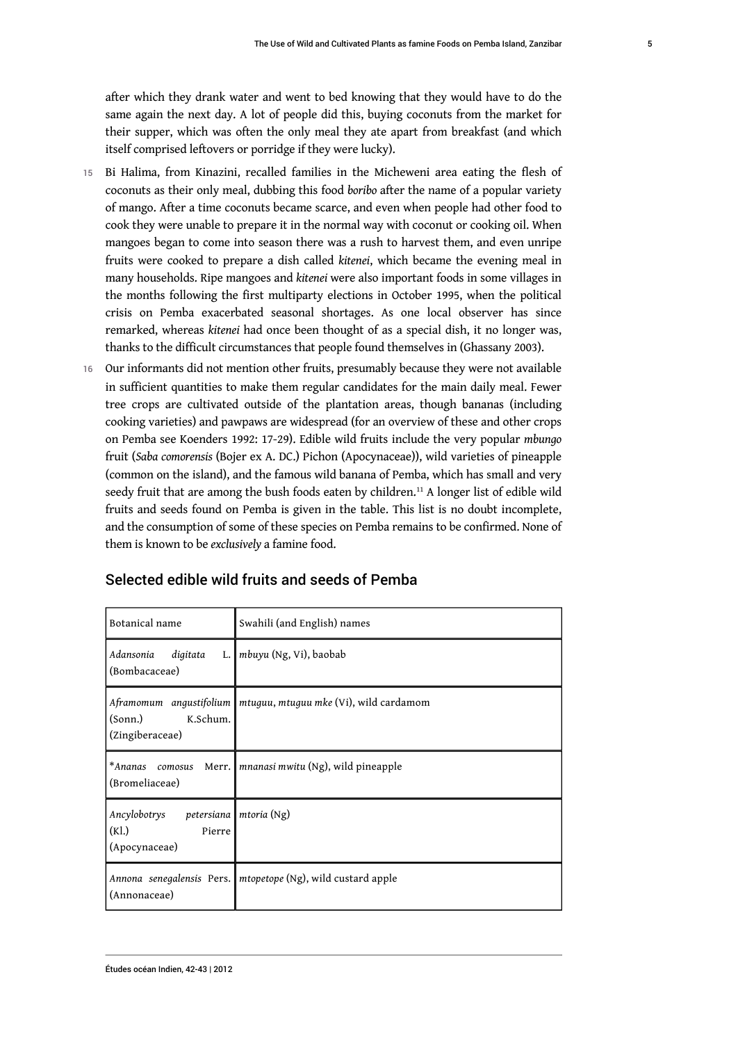after which they drank water and went to bed knowing that they would have to do the same again the next day. A lot of people did this, buying coconuts from the market for their supper, which was often the only meal they ate apart from breakfast (and which itself comprised leftovers or porridge if they were lucky).

15 Bi Halima, from Kinazini, recalled families in the Micheweni area eating the flesh of coconuts as their only meal, dubbing this food *boribo* after the name of a popular variety of mango. After a time coconuts became scarce, and even when people had other food to cook they were unable to prepare it in the normal way with coconut or cooking oil. When mangoes began to come into season there was a rush to harvest them, and even unripe fruits were cooked to prepare a dish called *kitenei*, which became the evening meal in many households. Ripe mangoes and *kitenei* were also important foods in some villages in the months following the first multiparty elections in October 1995, when the political crisis on Pemba exacerbated seasonal shortages. As one local observer has since remarked, whereas *kitenei* had once been thought of as a special dish, it no longer was, thanks to the difficult circumstances that people found themselves in (Ghassany 2003).

16 Our informants did not mention other fruits, presumably because they were not available in sufficient quantities to make them regular candidates for the main daily meal. Fewer tree crops are cultivated outside of the plantation areas, though bananas (including cooking varieties) and pawpaws are widespread (for an overview of these and other crops on Pemba see Koenders 1992: 17-29). Edible wild fruits include the very popular *mbungo* fruit (*Saba comorensis* (Bojer ex A. DC.) Pichon (Apocynaceae)), wild varieties of pineapple (common on the island), and the famous wild banana of Pemba, which has small and very seedy fruit that are among the bush foods eaten by children.[11] A longer list of edible wild fruits and seeds found on Pemba is given in the table. This list is no doubt incomplete, and the consumption of some of these species on Pemba remains to be confirmed. None of them is known to be *exclusively* a famine food.

## Selected edible wild fruits and seeds of Pemba

| Botanical name | Swahili (and English) names |
|---|---|
| *Adansonia digitata* L. (Bombacaceae) | *mbuyu* (Ng, Vi), baobab |
| *Aframomum angustifolium* (Sonn.) K.Schum. (Zingiberaceae) | *mtuguu*, *mtuguu mke* (Vi), wild cardamom |
| \**Ananas comosus* Merr. (Bromeliaceae) | *mnanasi mwitu* (Ng), wild pineapple |
| *Ancylobotrys petersiana* (Kl.) Pierre (Apocynaceae) | *mtoria* (Ng) |
| *Annona senegalensis* Pers. (Annonaceae) | *mtopetope* (Ng), wild custard apple |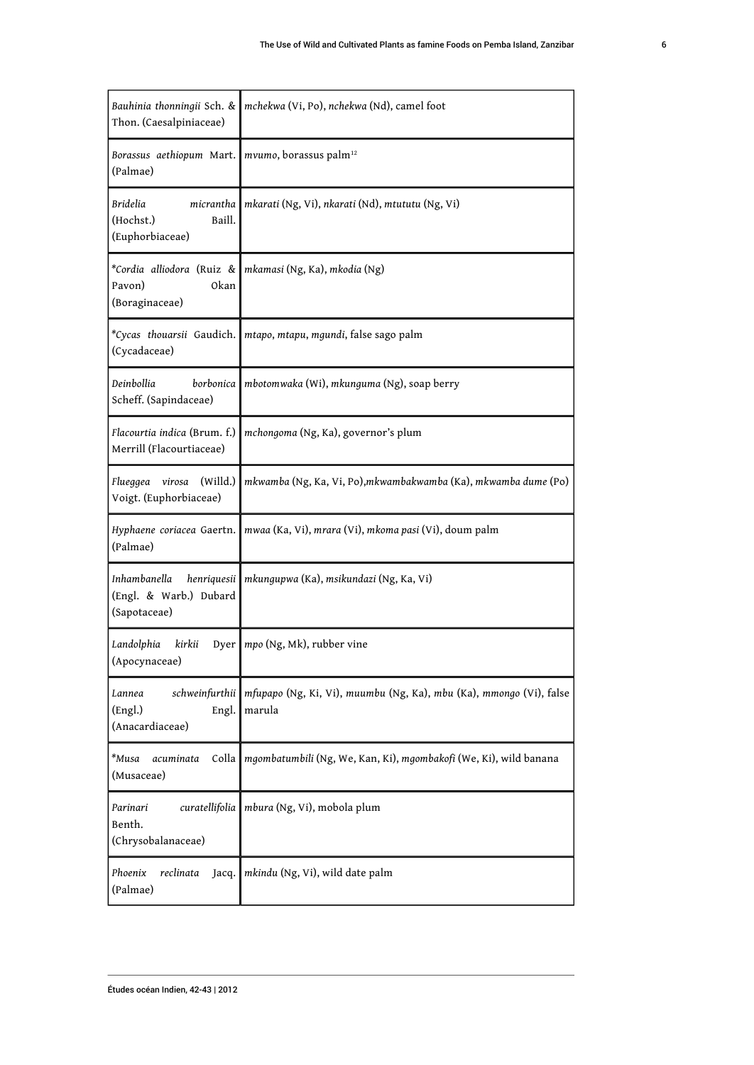| | |
|---|---|
| *Bauhinia thonningii* Sch. & Thon. (Caesalpiniaceae) | *mchekwa* (Vi, Po), *nchekwa* (Nd), camel foot |
| *Borassus aethiopum* Mart. (Palmae) | *mvumo*, borassus palm[12] |
| *Bridelia micrantha* (Hochst.) Baill. (Euphorbiaceae) | *mkarati* (Ng, Vi), *nkarati* (Nd), *mtututu* (Ng, Vi) |
| **Cordia alliodora* (Ruiz & Pavon) Okan (Boraginaceae) | *mkamasi* (Ng, Ka), *mkodia* (Ng) |
| **Cycas thouarsii* Gaudich. (Cycadaceae) | *mtapo*, *mtapu*, *mgundi*, false sago palm |
| *Deinbollia borbonica* Scheff. (Sapindaceae) | *mbotomwaka* (Wi), *mkunguma* (Ng), soap berry |
| *Flacourtia indica* (Brum. f.) Merrill (Flacourtiaceae) | *mchongoma* (Ng, Ka), governor's plum |
| *Flueggea virosa* (Willd.) Voigt. (Euphorbiaceae) | *mkwamba* (Ng, Ka, Vi, Po),*mkwambakwamba* (Ka), *mkwamba dume* (Po) |
| *Hyphaene coriacea* Gaertn. (Palmae) | *mwaa* (Ka, Vi), *mrara* (Vi), *mkoma pasi* (Vi), doum palm |
| *Inhambanella henriquesii* (Engl. & Warb.) Dubard (Sapotaceae) | *mkungupwa* (Ka), *msikundazi* (Ng, Ka, Vi) |
| *Landolphia kirkii* Dyer (Apocynaceae) | *mpo* (Ng, Mk), rubber vine |
| *Lannea schweinfurthii* (Engl.) Engl. (Anacardiaceae) | *mfupapo* (Ng, Ki, Vi), *muumbu* (Ng, Ka), *mbu* (Ka), *mmongo* (Vi), false marula |
| **Musa acuminata* Colla (Musaceae) | *mgombatumbili* (Ng, We, Kan, Ki), *mgombakofi* (We, Ki), wild banana |
| *Parinari curatellifolia* Benth. (Chrysobalanaceae) | *mbura* (Ng, Vi), mobola plum |
| *Phoenix reclinata* Jacq. (Palmae) | *mkindu* (Ng, Vi), wild date palm |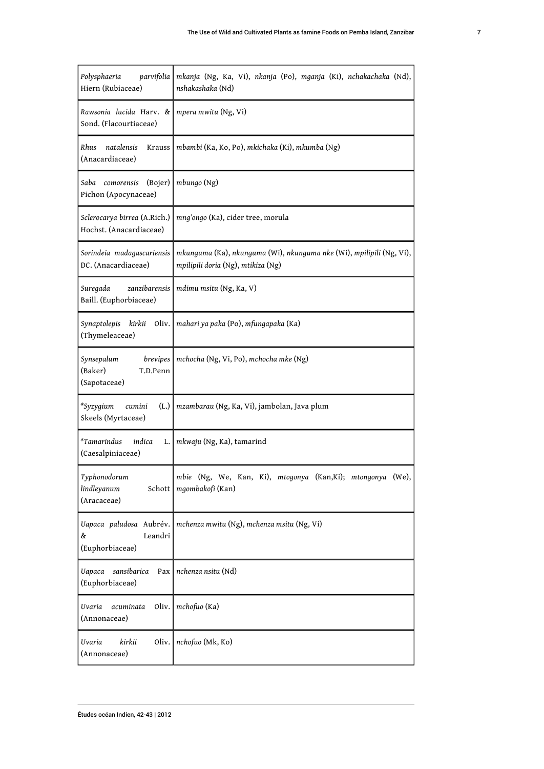| | |
|---|---|
| *Polysphaeria parvifolia* Hiern (Rubiaceae) | *mkanja* (Ng, Ka, Vi), *nkanja* (Po), *mganja* (Ki), *nchakachaka* (Nd), *nshakashaka* (Nd) |
| *Rawsonia lucida* Harv. & Sond. (Flacourtiaceae) | *mpera mwitu* (Ng, Vi) |
| *Rhus natalensis* Krauss (Anacardiaceae) | *mbambi* (Ka, Ko, Po), *mkichaka* (Ki), *mkumba* (Ng) |
| *Saba comorensis* (Bojer) Pichon (Apocynaceae) | *mbungo* (Ng) |
| *Sclerocarya birrea* (A.Rich.) Hochst. (Anacardiaceae) | *mng'ongo* (Ka), cider tree, morula |
| *Sorindeia madagascariensis* DC. (Anacardiaceae) | *mkunguma* (Ka), *nkunguma* (Wi), *nkunguma nke* (Wi), *mpilipili* (Ng, Vi), *mpilipili doria* (Ng), *mtikiza* (Ng) |
| *Suregada zanzibarensis* Baill. (Euphorbiaceae) | *mdimu msitu* (Ng, Ka, V) |
| *Synaptolepis kirkii* Oliv. (Thymeleaceae) | *mahari ya paka* (Po), *mfungapaka* (Ka) |
| *Synsepalum brevipes* (Baker) T.D.Penn (Sapotaceae) | *mchocha* (Ng, Vi, Po), *mchocha mke* (Ng) |
| **Syzygium cumini* (L.) Skeels (Myrtaceae) | *mzambarau* (Ng, Ka, Vi), jambolan, Java plum |
| **Tamarindus indica* L. (Caesalpiniaceae) | *mkwaju* (Ng, Ka), tamarind |
| *Typhonodorum lindleyanum* Schott (Aracaceae) | *mbie* (Ng, We, Kan, Ki), *mtogonya* (Kan,Ki); *mtongonya* (We), *mgombakofi* (Kan) |
| *Uapaca paludosa* Aubrév. & Leandri (Euphorbiaceae) | *mchenza mwitu* (Ng), *mchenza msitu* (Ng, Vi) |
| *Uapaca sansibarica* Pax (Euphorbiaceae) | *nchenza nsitu* (Nd) |
| *Uvaria acuminata* Oliv. (Annonaceae) | *mchofuo* (Ka) |
| *Uvaria kirkii* Oliv. (Annonaceae) | *nchofuo* (Mk, Ko) |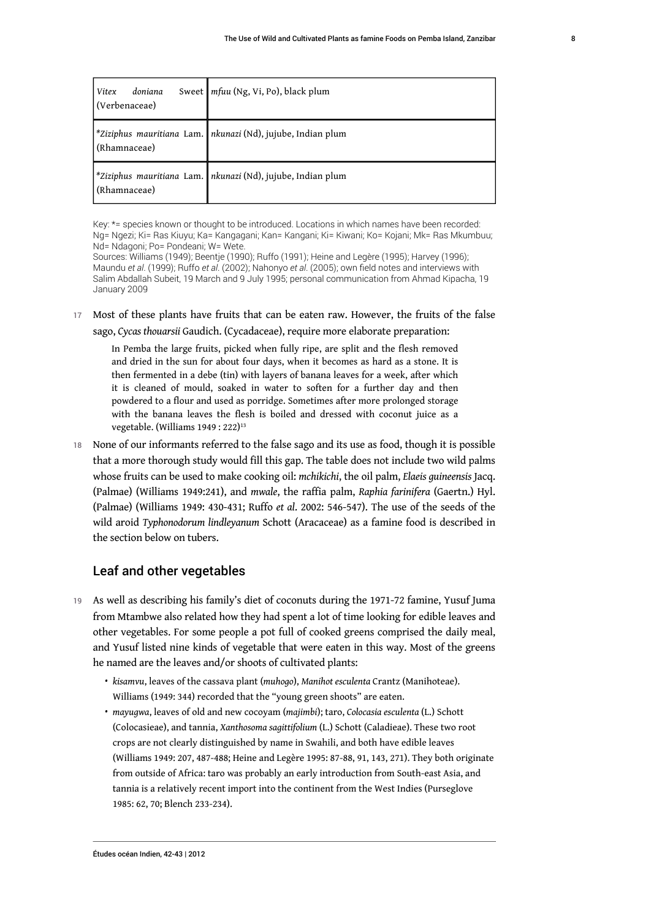| | |
|---|---|
| *Vitex doniana* Sweet (Verbenaceae) | *mfuu* (Ng, Vi, Po), black plum |
| **Ziziphus mauritiana* Lam. (Rhamnaceae) | *nkunazi* (Nd), jujube, Indian plum |
| **Ziziphus mauritiana* Lam. (Rhamnaceae) | *nkunazi* (Nd), jujube, Indian plum |

Key: *= species known or thought to be introduced. Locations in which names have been recorded: Ng= Ngezi; Ki= Ras Kiuyu; Ka= Kangagani; Kan= Kangani; Ki= Kiwani; Ko= Kojani; Mk= Ras Mkumbuu; Nd= Ndagoni; Po= Pondeani; W= Wete.

Sources: Williams (1949); Beentje (1990); Ruffo (1991); Heine and Legère (1995); Harvey (1996); Maundu *et al.* (1999); Ruffo *et al.* (2002); Nahonyo *et al.* (2005); own field notes and interviews with Salim Abdallah Subeit, 19 March and 9 July 1995; personal communication from Ahmad Kipacha, 19 January 2009

17 Most of these plants have fruits that can be eaten raw. However, the fruits of the false sago, *Cycas thouarsii* Gaudich. (Cycadaceae), require more elaborate preparation:

> In Pemba the large fruits, picked when fully ripe, are split and the flesh removed and dried in the sun for about four days, when it becomes as hard as a stone. It is then fermented in a debe (tin) with layers of banana leaves for a week, after which it is cleaned of mould, soaked in water to soften for a further day and then powdered to a flour and used as porridge. Sometimes after more prolonged storage with the banana leaves the flesh is boiled and dressed with coconut juice as a vegetable. (Williams 1949 : 222)[13]

18 None of our informants referred to the false sago and its use as food, though it is possible that a more thorough study would fill this gap. The table does not include two wild palms whose fruits can be used to make cooking oil: *mchikichi*, the oil palm, *Elaeis guineensis* Jacq. (Palmae) (Williams 1949:241), and *mwale*, the raffia palm, *Raphia farinifera* (Gaertn.) Hyl. (Palmae) (Williams 1949: 430-431; Ruffo *et al.* 2002: 546-547). The use of the seeds of the wild aroid *Typhonodorum lindleyanum* Schott (Aracaceae) as a famine food is described in the section below on tubers.

## Leaf and other vegetables

19 As well as describing his family's diet of coconuts during the 1971-72 famine, Yusuf Juma from Mtambwe also related how they had spent a lot of time looking for edible leaves and other vegetables. For some people a pot full of cooked greens comprised the daily meal, and Yusuf listed nine kinds of vegetable that were eaten in this way. Most of the greens he named are the leaves and/or shoots of cultivated plants:

- *kisamvu*, leaves of the cassava plant (*muhogo*), *Manihot esculenta* Crantz (Manihoteae). Williams (1949: 344) recorded that the "young green shoots" are eaten.
- *mayugwa*, leaves of old and new cocoyam (*majimbi*); taro, *Colocasia esculenta* (L.) Schott (Colocasieae), and tannia, *Xanthosoma sagittifolium* (L.) Schott (Caladieae). These two root crops are not clearly distinguished by name in Swahili, and both have edible leaves (Williams 1949: 207, 487-488; Heine and Legère 1995: 87-88, 91, 143, 271). They both originate from outside of Africa: taro was probably an early introduction from South-east Asia, and tannia is a relatively recent import into the continent from the West Indies (Purseglove 1985: 62, 70; Blench 233-234).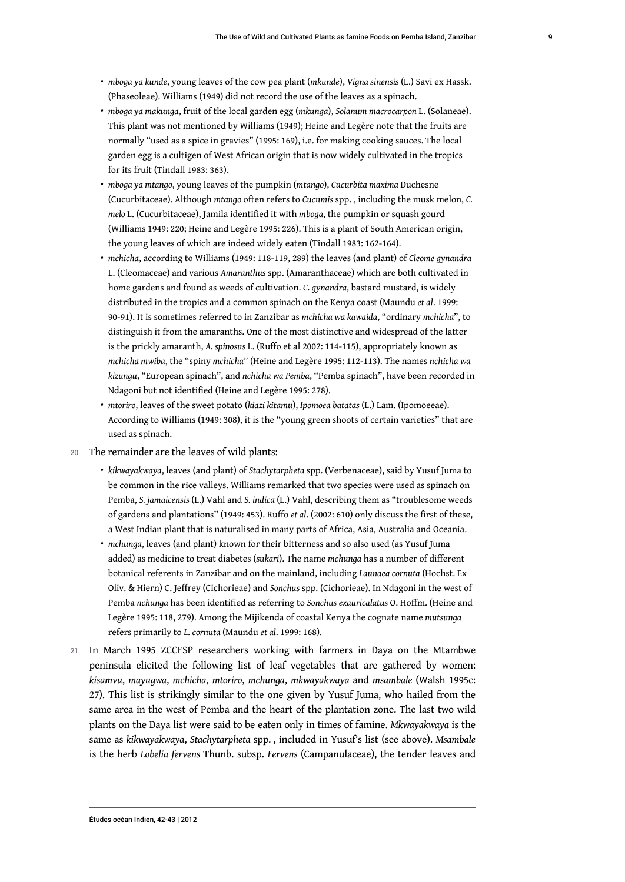- *mboga ya kunde*, young leaves of the cow pea plant (*mkunde*), *Vigna sinensis* (L.) Savi ex Hassk. (Phaseoleae). Williams (1949) did not record the use of the leaves as a spinach.
- *mboga ya makunga*, fruit of the local garden egg (*mkunga*), *Solanum macrocarpon* L. (Solaneae). This plant was not mentioned by Williams (1949); Heine and Legère note that the fruits are normally "used as a spice in gravies" (1995: 169), i.e. for making cooking sauces. The local garden egg is a cultigen of West African origin that is now widely cultivated in the tropics for its fruit (Tindall 1983: 363).
- *mboga ya mtango*, young leaves of the pumpkin (*mtango*), *Cucurbita maxima* Duchesne (Cucurbitaceae). Although *mtango* often refers to *Cucumis* spp. , including the musk melon, *C. melo* L. (Cucurbitaceae), Jamila identified it with *mboga*, the pumpkin or squash gourd (Williams 1949: 220; Heine and Legère 1995: 226). This is a plant of South American origin, the young leaves of which are indeed widely eaten (Tindall 1983: 162-164).
- *mchicha*, according to Williams (1949: 118-119, 289) the leaves (and plant) of *Cleome gynandra* L. (Cleomaceae) and various *Amaranthus* spp. (Amaranthaceae) which are both cultivated in home gardens and found as weeds of cultivation. *C. gynandra*, bastard mustard, is widely distributed in the tropics and a common spinach on the Kenya coast (Maundu *et al*. 1999: 90-91). It is sometimes referred to in Zanzibar as *mchicha wa kawaida*, "ordinary *mchicha*", to distinguish it from the amaranths. One of the most distinctive and widespread of the latter is the prickly amaranth, *A. spinosus* L. (Ruffo et al 2002: 114-115), appropriately known as *mchicha mwiba*, the "spiny *mchicha*" (Heine and Legère 1995: 112-113). The names *nchicha wa kizungu*, "European spinach", and *nchicha wa Pemba*, "Pemba spinach", have been recorded in Ndagoni but not identified (Heine and Legère 1995: 278).
- *mtoriro*, leaves of the sweet potato (*kiazi kitamu*), *Ipomoea batatas* (L.) Lam. (Ipomoeeae). According to Williams (1949: 308), it is the "young green shoots of certain varieties" that are used as spinach.

20 The remainder are the leaves of wild plants:

- *kikwayakwaya*, leaves (and plant) of *Stachytarpheta* spp. (Verbenaceae), said by Yusuf Juma to be common in the rice valleys. Williams remarked that two species were used as spinach on Pemba, *S. jamaicensis* (L.) Vahl and *S. indica* (L.) Vahl, describing them as "troublesome weeds of gardens and plantations" (1949: 453). Ruffo *et al*. (2002: 610) only discuss the first of these, a West Indian plant that is naturalised in many parts of Africa, Asia, Australia and Oceania.
- *mchunga*, leaves (and plant) known for their bitterness and so also used (as Yusuf Juma added) as medicine to treat diabetes (*sukari*). The name *mchunga* has a number of different botanical referents in Zanzibar and on the mainland, including *Launaea cornuta* (Hochst. Ex Oliv. & Hiern) C. Jeffrey (Cichorieae) and *Sonchus* spp. (Cichorieae). In Ndagoni in the west of Pemba *nchunga* has been identified as referring to *Sonchus exauricalatus* O. Hoffm. (Heine and Legère 1995: 118, 279). Among the Mijikenda of coastal Kenya the cognate name *mutsunga* refers primarily to *L. cornuta* (Maundu *et al*. 1999: 168).

21 In March 1995 ZCCFSP researchers working with farmers in Daya on the Mtambwe peninsula elicited the following list of leaf vegetables that are gathered by women: *kisamvu*, *mayugwa*, *mchicha*, *mtoriro*, *mchunga*, *mkwayakwaya* and *msambale* (Walsh 1995c: 27). This list is strikingly similar to the one given by Yusuf Juma, who hailed from the same area in the west of Pemba and the heart of the plantation zone. The last two wild plants on the Daya list were said to be eaten only in times of famine. *Mkwayakwaya* is the same as *kikwayakwaya*, *Stachytarpheta* spp. , included in Yusuf's list (see above). *Msambale* is the herb *Lobelia fervens* Thunb. subsp. *Fervens* (Campanulaceae), the tender leaves and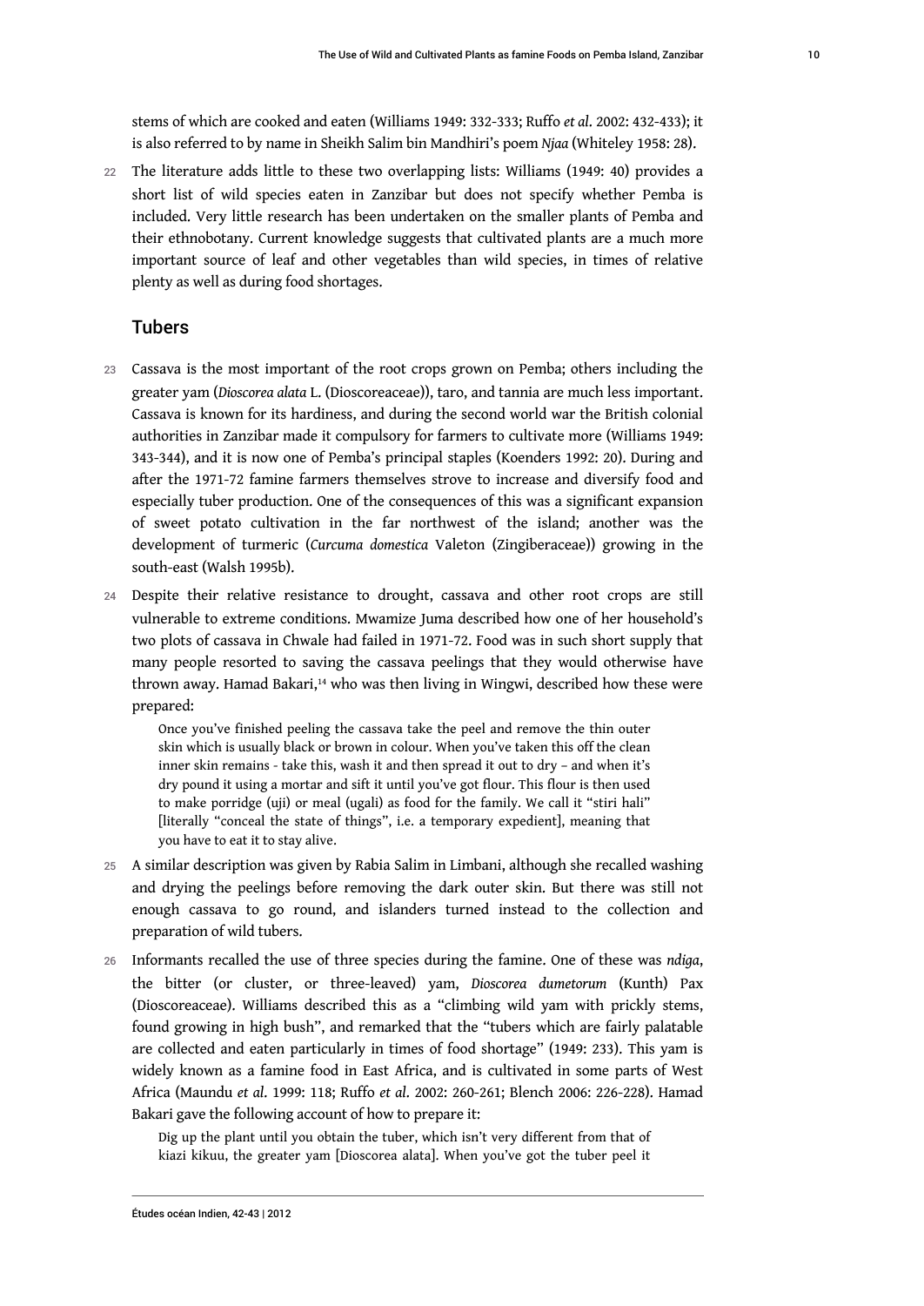stems of which are cooked and eaten (Williams 1949: 332-333; Ruffo *et al.* 2002: 432-433); it is also referred to by name in Sheikh Salim bin Mandhiri's poem *Njaa* (Whiteley 1958: 28).

22 The literature adds little to these two overlapping lists: Williams (1949: 40) provides a short list of wild species eaten in Zanzibar but does not specify whether Pemba is included. Very little research has been undertaken on the smaller plants of Pemba and their ethnobotany. Current knowledge suggests that cultivated plants are a much more important source of leaf and other vegetables than wild species, in times of relative plenty as well as during food shortages.

## Tubers

23 Cassava is the most important of the root crops grown on Pemba; others including the greater yam (*Dioscorea alata* L. (Dioscoreaceae)), taro, and tannia are much less important. Cassava is known for its hardiness, and during the second world war the British colonial authorities in Zanzibar made it compulsory for farmers to cultivate more (Williams 1949: 343-344), and it is now one of Pemba's principal staples (Koenders 1992: 20). During and after the 1971-72 famine farmers themselves strove to increase and diversify food and especially tuber production. One of the consequences of this was a significant expansion of sweet potato cultivation in the far northwest of the island; another was the development of turmeric (*Curcuma domestica* Valeton (Zingiberaceae)) growing in the south-east (Walsh 1995b).

24 Despite their relative resistance to drought, cassava and other root crops are still vulnerable to extreme conditions. Mwamize Juma described how one of her household's two plots of cassava in Chwale had failed in 1971-72. Food was in such short supply that many people resorted to saving the cassava peelings that they would otherwise have thrown away. Hamad Bakari,[14] who was then living in Wingwi, described how these were prepared:

> Once you've finished peeling the cassava take the peel and remove the thin outer skin which is usually black or brown in colour. When you've taken this off the clean inner skin remains - take this, wash it and then spread it out to dry – and when it's dry pound it using a mortar and sift it until you've got flour. This flour is then used to make porridge (uji) or meal (ugali) as food for the family. We call it "stiri hali" [literally "conceal the state of things", i.e. a temporary expedient], meaning that you have to eat it to stay alive.

25 A similar description was given by Rabia Salim in Limbani, although she recalled washing and drying the peelings before removing the dark outer skin. But there was still not enough cassava to go round, and islanders turned instead to the collection and preparation of wild tubers.

26 Informants recalled the use of three species during the famine. One of these was *ndiga*, the bitter (or cluster, or three-leaved) yam, *Dioscorea dumetorum* (Kunth) Pax (Dioscoreaceae). Williams described this as a "climbing wild yam with prickly stems, found growing in high bush", and remarked that the "tubers which are fairly palatable are collected and eaten particularly in times of food shortage" (1949: 233). This yam is widely known as a famine food in East Africa, and is cultivated in some parts of West Africa (Maundu *et al.* 1999: 118; Ruffo *et al.* 2002: 260-261; Blench 2006: 226-228). Hamad Bakari gave the following account of how to prepare it:

> Dig up the plant until you obtain the tuber, which isn't very different from that of kiazi kikuu, the greater yam [Dioscorea alata]. When you've got the tuber peel it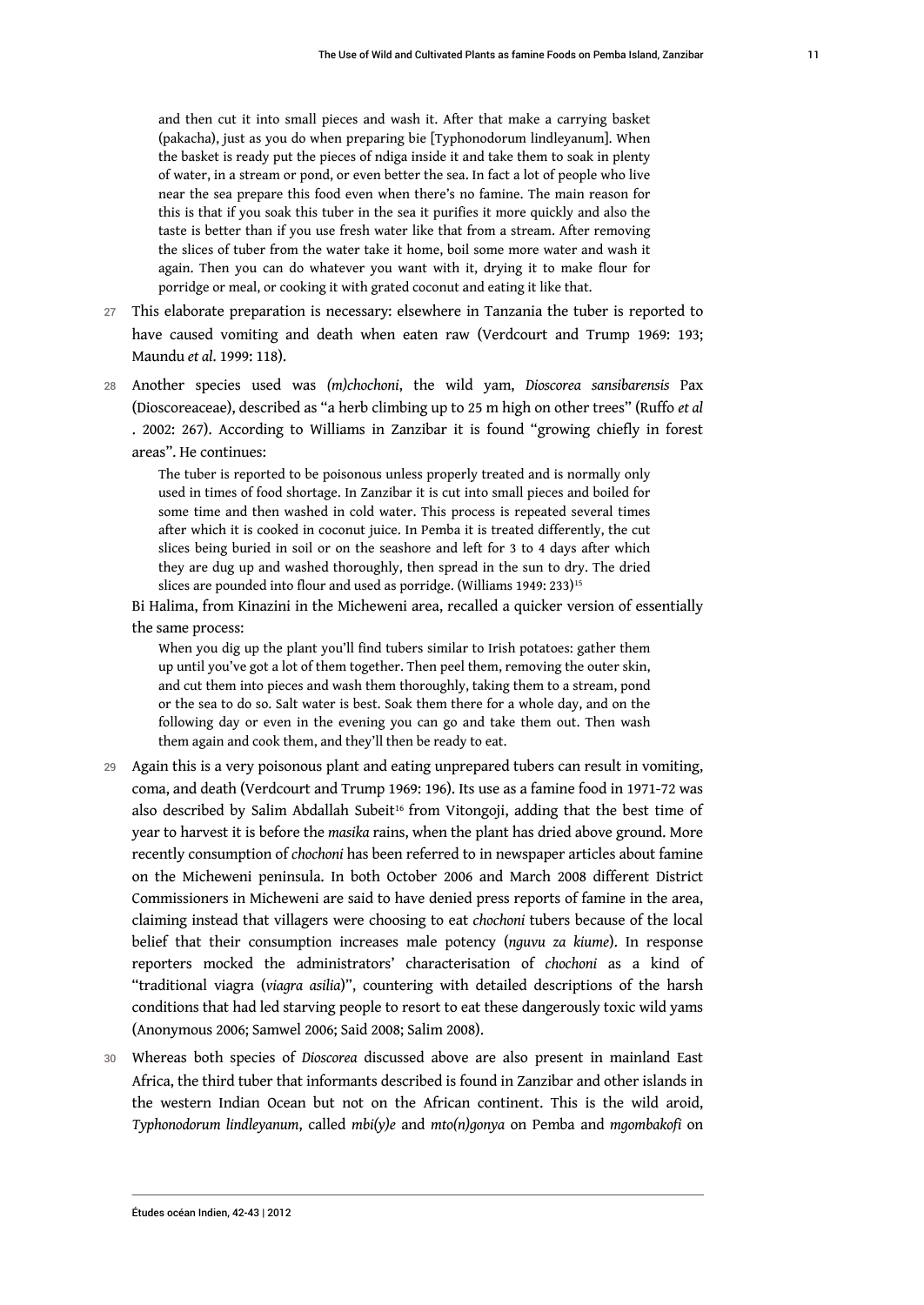and then cut it into small pieces and wash it. After that make a carrying basket (pakacha), just as you do when preparing bie [Typhonodorum lindleyanum]. When the basket is ready put the pieces of ndiga inside it and take them to soak in plenty of water, in a stream or pond, or even better the sea. In fact a lot of people who live near the sea prepare this food even when there's no famine. The main reason for this is that if you soak this tuber in the sea it purifies it more quickly and also the taste is better than if you use fresh water like that from a stream. After removing the slices of tuber from the water take it home, boil some more water and wash it again. Then you can do whatever you want with it, drying it to make flour for porridge or meal, or cooking it with grated coconut and eating it like that.

27 This elaborate preparation is necessary: elsewhere in Tanzania the tuber is reported to have caused vomiting and death when eaten raw (Verdcourt and Trump 1969: 193; Maundu *et al*. 1999: 118).

28 Another species used was *(m)chochoni*, the wild yam, *Dioscorea sansibarensis* Pax (Dioscoreaceae), described as "a herb climbing up to 25 m high on other trees" (Ruffo *et al* . 2002: 267). According to Williams in Zanzibar it is found "growing chiefly in forest areas". He continues:

> The tuber is reported to be poisonous unless properly treated and is normally only used in times of food shortage. In Zanzibar it is cut into small pieces and boiled for some time and then washed in cold water. This process is repeated several times after which it is cooked in coconut juice. In Pemba it is treated differently, the cut slices being buried in soil or on the seashore and left for 3 to 4 days after which they are dug up and washed thoroughly, then spread in the sun to dry. The dried slices are pounded into flour and used as porridge. (Williams 1949: 233)[15]

Bi Halima, from Kinazini in the Micheweni area, recalled a quicker version of essentially the same process:

> When you dig up the plant you'll find tubers similar to Irish potatoes: gather them up until you've got a lot of them together. Then peel them, removing the outer skin, and cut them into pieces and wash them thoroughly, taking them to a stream, pond or the sea to do so. Salt water is best. Soak them there for a whole day, and on the following day or even in the evening you can go and take them out. Then wash them again and cook them, and they'll then be ready to eat.

29 Again this is a very poisonous plant and eating unprepared tubers can result in vomiting, coma, and death (Verdcourt and Trump 1969: 196). Its use as a famine food in 1971-72 was also described by Salim Abdallah Subeit[16] from Vitongoji, adding that the best time of year to harvest it is before the *masika* rains, when the plant has dried above ground. More recently consumption of *chochoni* has been referred to in newspaper articles about famine on the Micheweni peninsula. In both October 2006 and March 2008 different District Commissioners in Micheweni are said to have denied press reports of famine in the area, claiming instead that villagers were choosing to eat *chochoni* tubers because of the local belief that their consumption increases male potency (*nguvu za kiume*). In response reporters mocked the administrators' characterisation of *chochoni* as a kind of "traditional viagra (*viagra asilia*)", countering with detailed descriptions of the harsh conditions that had led starving people to resort to eat these dangerously toxic wild yams (Anonymous 2006; Samwel 2006; Said 2008; Salim 2008).

30 Whereas both species of *Dioscorea* discussed above are also present in mainland East Africa, the third tuber that informants described is found in Zanzibar and other islands in the western Indian Ocean but not on the African continent. This is the wild aroid, *Typhonodorum lindleyanum*, called *mbi(y)e* and *mto(n)gonya* on Pemba and *mgombakofi* on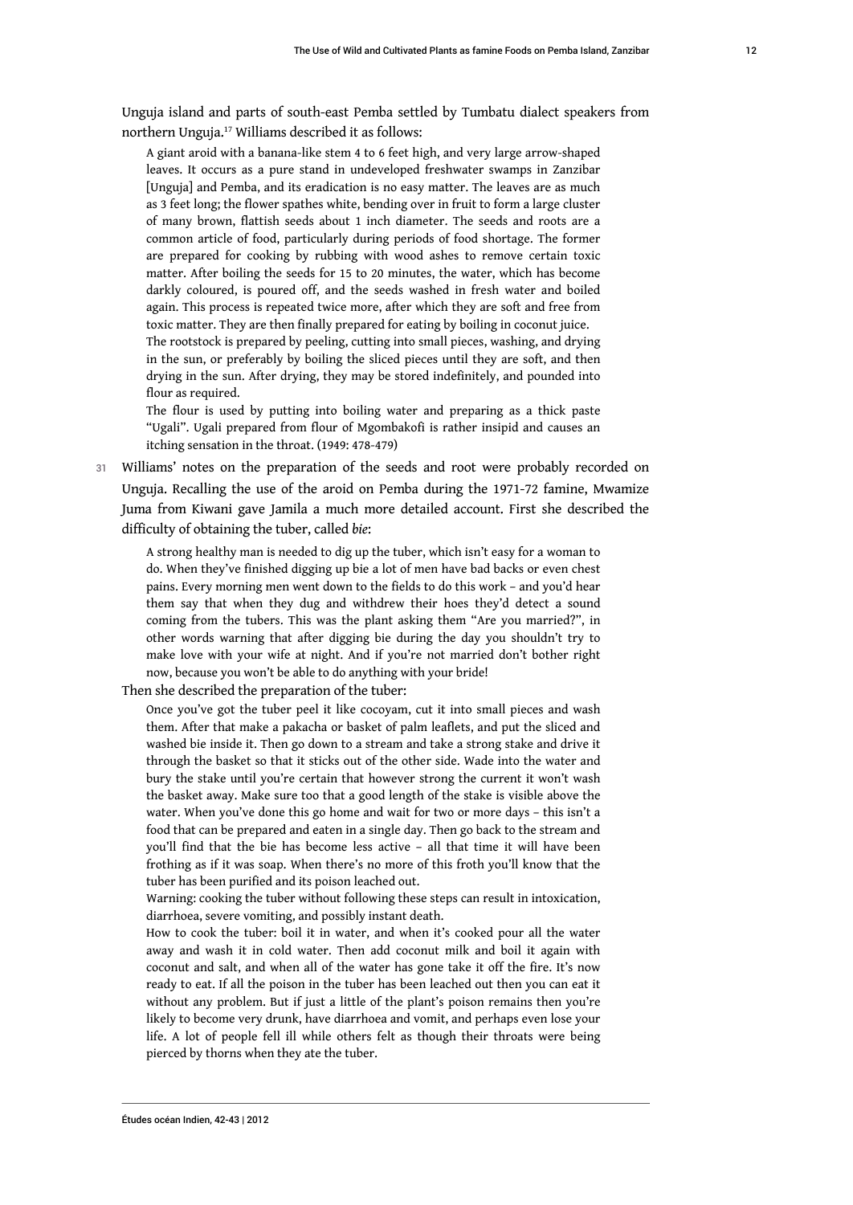Unguja island and parts of south-east Pemba settled by Tumbatu dialect speakers from northern Unguja.[17] Williams described it as follows:

> A giant aroid with a banana-like stem 4 to 6 feet high, and very large arrow-shaped leaves. It occurs as a pure stand in undeveloped freshwater swamps in Zanzibar [Unguja] and Pemba, and its eradication is no easy matter. The leaves are as much as 3 feet long; the flower spathes white, bending over in fruit to form a large cluster of many brown, flattish seeds about 1 inch diameter. The seeds and roots are a common article of food, particularly during periods of food shortage. The former are prepared for cooking by rubbing with wood ashes to remove certain toxic matter. After boiling the seeds for 15 to 20 minutes, the water, which has become darkly coloured, is poured off, and the seeds washed in fresh water and boiled again. This process is repeated twice more, after which they are soft and free from toxic matter. They are then finally prepared for eating by boiling in coconut juice.
>
> The rootstock is prepared by peeling, cutting into small pieces, washing, and drying in the sun, or preferably by boiling the sliced pieces until they are soft, and then drying in the sun. After drying, they may be stored indefinitely, and pounded into flour as required.
>
> The flour is used by putting into boiling water and preparing as a thick paste "Ugali". Ugali prepared from flour of Mgombakofi is rather insipid and causes an itching sensation in the throat. (1949: 478-479)

31 Williams' notes on the preparation of the seeds and root were probably recorded on Unguja. Recalling the use of the aroid on Pemba during the 1971-72 famine, Mwamize Juma from Kiwani gave Jamila a much more detailed account. First she described the difficulty of obtaining the tuber, called *bie*:

> A strong healthy man is needed to dig up the tuber, which isn't easy for a woman to do. When they've finished digging up bie a lot of men have bad backs or even chest pains. Every morning men went down to the fields to do this work – and you'd hear them say that when they dug and withdrew their hoes they'd detect a sound coming from the tubers. This was the plant asking them "Are you married?", in other words warning that after digging bie during the day you shouldn't try to make love with your wife at night. And if you're not married don't bother right now, because you won't be able to do anything with your bride!

Then she described the preparation of the tuber:

> Once you've got the tuber peel it like cocoyam, cut it into small pieces and wash them. After that make a pakacha or basket of palm leaflets, and put the sliced and washed bie inside it. Then go down to a stream and take a strong stake and drive it through the basket so that it sticks out of the other side. Wade into the water and bury the stake until you're certain that however strong the current it won't wash the basket away. Make sure too that a good length of the stake is visible above the water. When you've done this go home and wait for two or more days – this isn't a food that can be prepared and eaten in a single day. Then go back to the stream and you'll find that the bie has become less active – all that time it will have been frothing as if it was soap. When there's no more of this froth you'll know that the tuber has been purified and its poison leached out.
>
> Warning: cooking the tuber without following these steps can result in intoxication, diarrhoea, severe vomiting, and possibly instant death.
>
> How to cook the tuber: boil it in water, and when it's cooked pour all the water away and wash it in cold water. Then add coconut milk and boil it again with coconut and salt, and when all of the water has gone take it off the fire. It's now ready to eat. If all the poison in the tuber has been leached out then you can eat it without any problem. But if just a little of the plant's poison remains then you're likely to become very drunk, have diarrhoea and vomit, and perhaps even lose your life. A lot of people fell ill while others felt as though their throats were being pierced by thorns when they ate the tuber.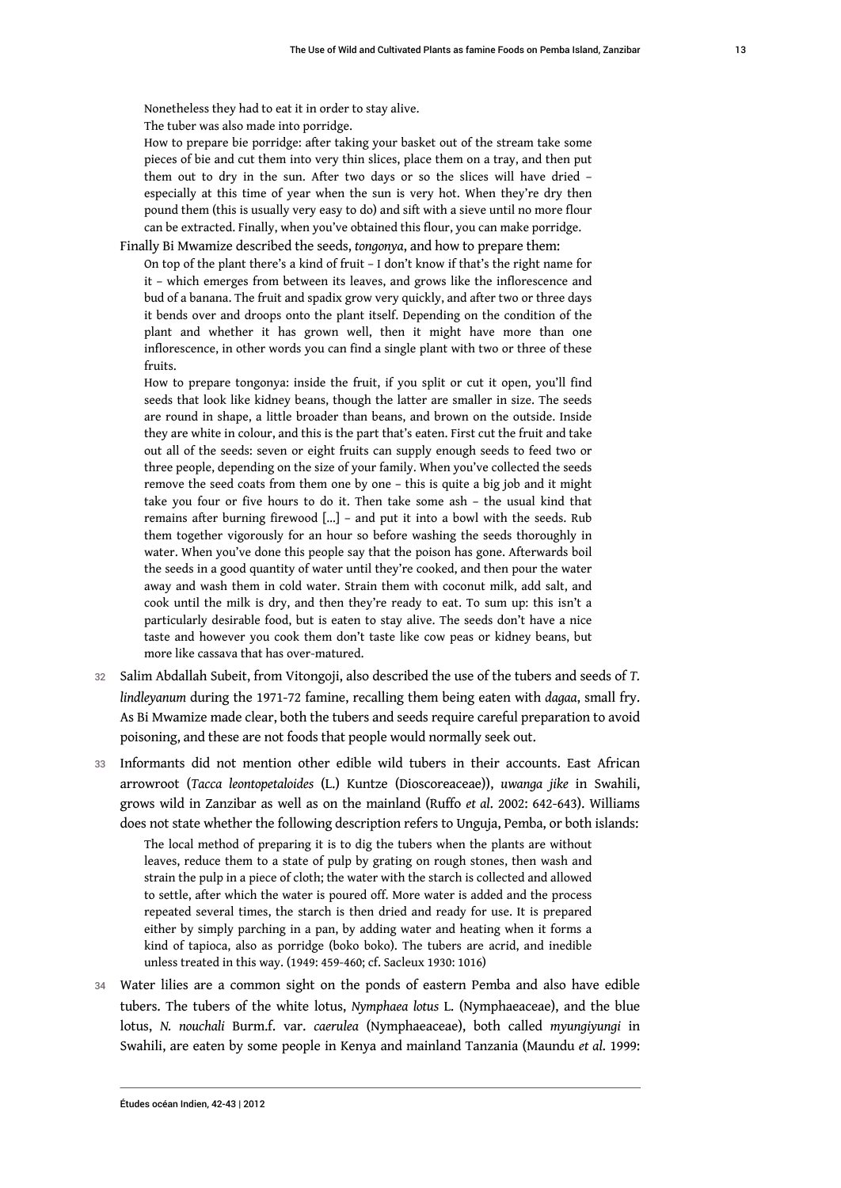> Nonetheless they had to eat it in order to stay alive.
>
> The tuber was also made into porridge.
>
> How to prepare bie porridge: after taking your basket out of the stream take some pieces of bie and cut them into very thin slices, place them on a tray, and then put them out to dry in the sun. After two days or so the slices will have dried – especially at this time of year when the sun is very hot. When they're dry then pound them (this is usually very easy to do) and sift with a sieve until no more flour can be extracted. Finally, when you've obtained this flour, you can make porridge.

Finally Bi Mwamize described the seeds, *tongonya*, and how to prepare them:

> On top of the plant there's a kind of fruit – I don't know if that's the right name for it – which emerges from between its leaves, and grows like the inflorescence and bud of a banana. The fruit and spadix grow very quickly, and after two or three days it bends over and droops onto the plant itself. Depending on the condition of the plant and whether it has grown well, then it might have more than one inflorescence, in other words you can find a single plant with two or three of these fruits.
>
> How to prepare tongonya: inside the fruit, if you split or cut it open, you'll find seeds that look like kidney beans, though the latter are smaller in size. The seeds are round in shape, a little broader than beans, and brown on the outside. Inside they are white in colour, and this is the part that's eaten. First cut the fruit and take out all of the seeds: seven or eight fruits can supply enough seeds to feed two or three people, depending on the size of your family. When you've collected the seeds remove the seed coats from them one by one – this is quite a big job and it might take you four or five hours to do it. Then take some ash – the usual kind that remains after burning firewood [...] – and put it into a bowl with the seeds. Rub them together vigorously for an hour so before washing the seeds thoroughly in water. When you've done this people say that the poison has gone. Afterwards boil the seeds in a good quantity of water until they're cooked, and then pour the water away and wash them in cold water. Strain them with coconut milk, add salt, and cook until the milk is dry, and then they're ready to eat. To sum up: this isn't a particularly desirable food, but is eaten to stay alive. The seeds don't have a nice taste and however you cook them don't taste like cow peas or kidney beans, but more like cassava that has over-matured.

32 Salim Abdallah Subeit, from Vitongoji, also described the use of the tubers and seeds of *T. lindleyanum* during the 1971-72 famine, recalling them being eaten with *dagaa*, small fry. As Bi Mwamize made clear, both the tubers and seeds require careful preparation to avoid poisoning, and these are not foods that people would normally seek out.

33 Informants did not mention other edible wild tubers in their accounts. East African arrowroot (*Tacca leontopetaloides* (L.) Kuntze (Dioscoreaceae)), *uwanga jike* in Swahili, grows wild in Zanzibar as well as on the mainland (Ruffo *et al.* 2002: 642-643). Williams does not state whether the following description refers to Unguja, Pemba, or both islands:

> The local method of preparing it is to dig the tubers when the plants are without leaves, reduce them to a state of pulp by grating on rough stones, then wash and strain the pulp in a piece of cloth; the water with the starch is collected and allowed to settle, after which the water is poured off. More water is added and the process repeated several times, the starch is then dried and ready for use. It is prepared either by simply parching in a pan, by adding water and heating when it forms a kind of tapioca, also as porridge (boko boko). The tubers are acrid, and inedible unless treated in this way. (1949: 459-460; cf. Sacleux 1930: 1016)

34 Water lilies are a common sight on the ponds of eastern Pemba and also have edible tubers. The tubers of the white lotus, *Nymphaea lotus* L. (Nymphaeaceae), and the blue lotus, *N. nouchali* Burm.f. var. *caerulea* (Nymphaeaceae), both called *myungiyungi* in Swahili, are eaten by some people in Kenya and mainland Tanzania (Maundu *et al.* 1999: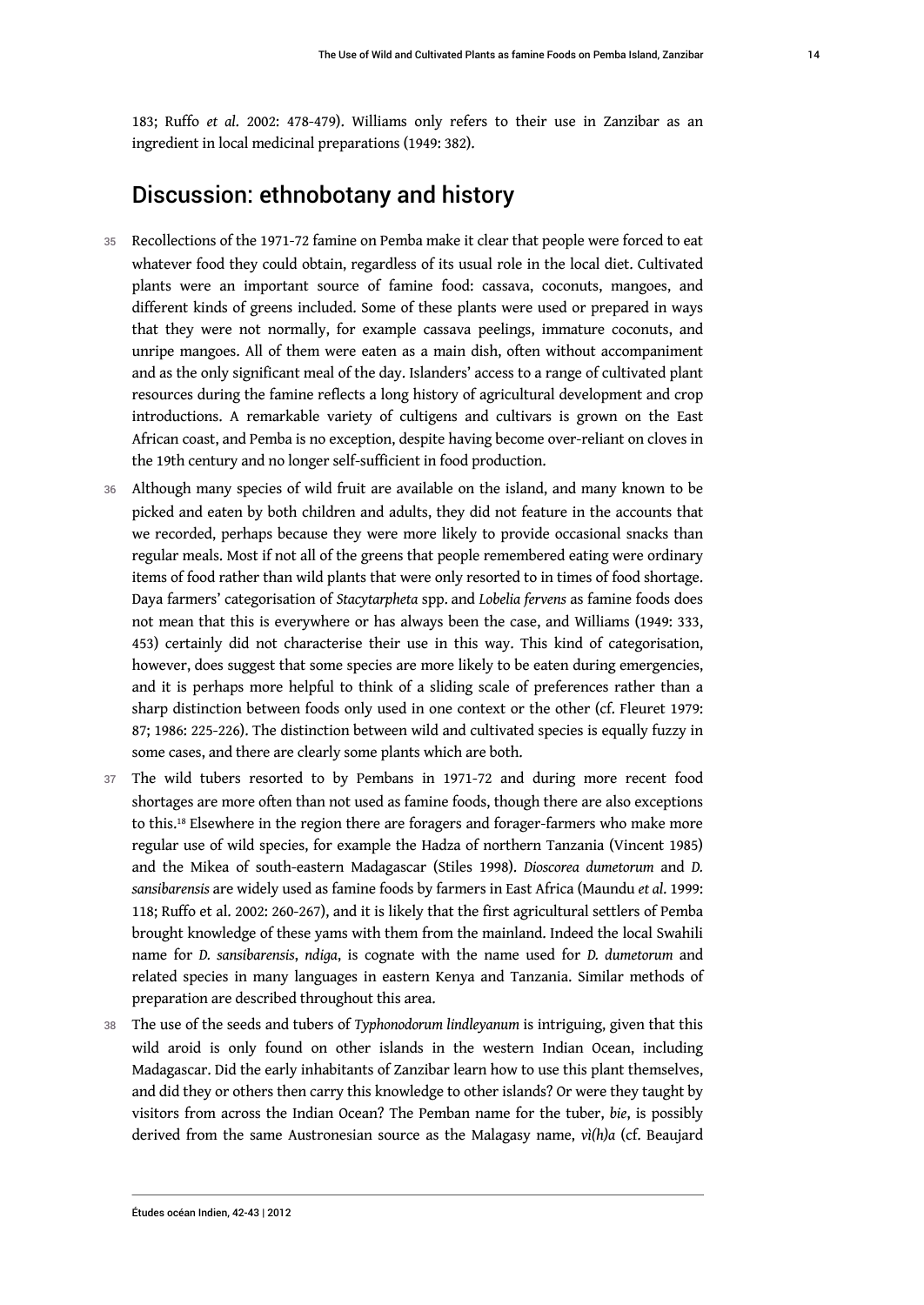183; Ruffo *et al*. 2002: 478-479). Williams only refers to their use in Zanzibar as an ingredient in local medicinal preparations (1949: 382).

## Discussion: ethnobotany and history

35 Recollections of the 1971-72 famine on Pemba make it clear that people were forced to eat whatever food they could obtain, regardless of its usual role in the local diet. Cultivated plants were an important source of famine food: cassava, coconuts, mangoes, and different kinds of greens included. Some of these plants were used or prepared in ways that they were not normally, for example cassava peelings, immature coconuts, and unripe mangoes. All of them were eaten as a main dish, often without accompaniment and as the only significant meal of the day. Islanders' access to a range of cultivated plant resources during the famine reflects a long history of agricultural development and crop introductions. A remarkable variety of cultigens and cultivars is grown on the East African coast, and Pemba is no exception, despite having become over-reliant on cloves in the 19th century and no longer self-sufficient in food production.

36 Although many species of wild fruit are available on the island, and many known to be picked and eaten by both children and adults, they did not feature in the accounts that we recorded, perhaps because they were more likely to provide occasional snacks than regular meals. Most if not all of the greens that people remembered eating were ordinary items of food rather than wild plants that were only resorted to in times of food shortage. Daya farmers' categorisation of *Stacytarpheta* spp. and *Lobelia fervens* as famine foods does not mean that this is everywhere or has always been the case, and Williams (1949: 333, 453) certainly did not characterise their use in this way. This kind of categorisation, however, does suggest that some species are more likely to be eaten during emergencies, and it is perhaps more helpful to think of a sliding scale of preferences rather than a sharp distinction between foods only used in one context or the other (cf. Fleuret 1979: 87; 1986: 225-226). The distinction between wild and cultivated species is equally fuzzy in some cases, and there are clearly some plants which are both.

37 The wild tubers resorted to by Pembans in 1971-72 and during more recent food shortages are more often than not used as famine foods, though there are also exceptions to this.[18] Elsewhere in the region there are foragers and forager-farmers who make more regular use of wild species, for example the Hadza of northern Tanzania (Vincent 1985) and the Mikea of south-eastern Madagascar (Stiles 1998). *Dioscorea dumetorum* and *D. sansibarensis* are widely used as famine foods by farmers in East Africa (Maundu *et al*. 1999: 118; Ruffo et al. 2002: 260-267), and it is likely that the first agricultural settlers of Pemba brought knowledge of these yams with them from the mainland. Indeed the local Swahili name for *D. sansibarensis*, *ndiga*, is cognate with the name used for *D. dumetorum* and related species in many languages in eastern Kenya and Tanzania. Similar methods of preparation are described throughout this area.

38 The use of the seeds and tubers of *Typhonodorum lindleyanum* is intriguing, given that this wild aroid is only found on other islands in the western Indian Ocean, including Madagascar. Did the early inhabitants of Zanzibar learn how to use this plant themselves, and did they or others then carry this knowledge to other islands? Or were they taught by visitors from across the Indian Ocean? The Pemban name for the tuber, *bie*, is possibly derived from the same Austronesian source as the Malagasy name, *vì(h)a* (cf. Beaujard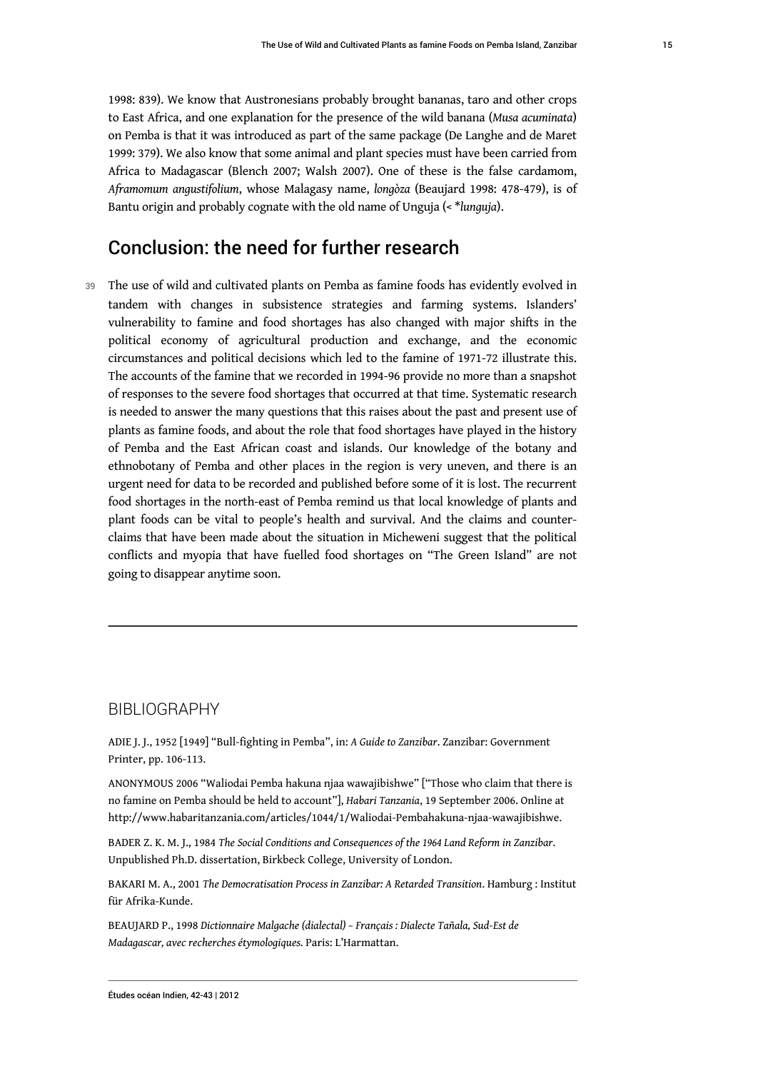1998: 839). We know that Austronesians probably brought bananas, taro and other crops to East Africa, and one explanation for the presence of the wild banana (*Musa acuminata*) on Pemba is that it was introduced as part of the same package (De Langhe and de Maret 1999: 379). We also know that some animal and plant species must have been carried from Africa to Madagascar (Blench 2007; Walsh 2007). One of these is the false cardamom, *Aframomum angustifolium*, whose Malagasy name, *longòza* (Beaujard 1998: 478-479), is of Bantu origin and probably cognate with the old name of Unguja (< *\*lunguja*).

## Conclusion: the need for further research

39 The use of wild and cultivated plants on Pemba as famine foods has evidently evolved in tandem with changes in subsistence strategies and farming systems. Islanders' vulnerability to famine and food shortages has also changed with major shifts in the political economy of agricultural production and exchange, and the economic circumstances and political decisions which led to the famine of 1971-72 illustrate this. The accounts of the famine that we recorded in 1994-96 provide no more than a snapshot of responses to the severe food shortages that occurred at that time. Systematic research is needed to answer the many questions that this raises about the past and present use of plants as famine foods, and about the role that food shortages have played in the history of Pemba and the East African coast and islands. Our knowledge of the botany and ethnobotany of Pemba and other places in the region is very uneven, and there is an urgent need for data to be recorded and published before some of it is lost. The recurrent food shortages in the north-east of Pemba remind us that local knowledge of plants and plant foods can be vital to people's health and survival. And the claims and counter-claims that have been made about the situation in Micheweni suggest that the political conflicts and myopia that have fuelled food shortages on "The Green Island" are not going to disappear anytime soon.

## BIBLIOGRAPHY

ADIE J. J., 1952 [1949] "Bull-fighting in Pemba", in: *A Guide to Zanzibar*. Zanzibar: Government Printer, pp. 106-113.

ANONYMOUS 2006 "Waliodai Pemba hakuna njaa wawajibishwe" ["Those who claim that there is no famine on Pemba should be held to account"], *Habari Tanzania*, 19 September 2006. Online at http://www.habaritanzania.com/articles/1044/1/Waliodai-Pembahakuna-njaa-wawajibishwe.

BADER Z. K. M. J., 1984 *The Social Conditions and Consequences of the 1964 Land Reform in Zanzibar*. Unpublished Ph.D. dissertation, Birkbeck College, University of London.

BAKARI M. A., 2001 *The Democratisation Process in Zanzibar: A Retarded Transition*. Hamburg : Institut für Afrika-Kunde.

BEAUJARD P., 1998 *Dictionnaire Malgache (dialectal) – Français : Dialecte Tañala, Sud-Est de Madagascar, avec recherches étymologiques.* Paris: L'Harmattan.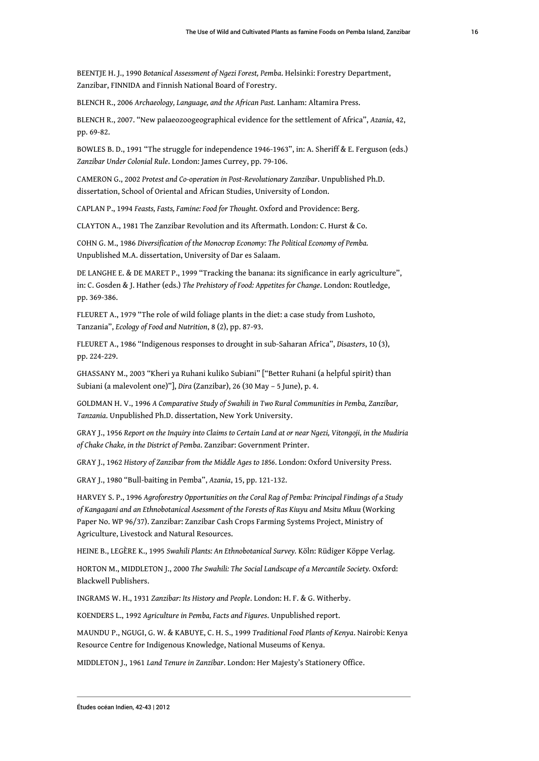BEENTJE H. J., 1990 *Botanical Assessment of Ngezi Forest, Pemba*. Helsinki: Forestry Department, Zanzibar, FINNIDA and Finnish National Board of Forestry.

BLENCH R., 2006 *Archaeology, Language, and the African Past.* Lanham: Altamira Press.

BLENCH R., 2007. "New palaeozoogeographical evidence for the settlement of Africa", *Azania*, 42, pp. 69-82.

BOWLES B. D., 1991 "The struggle for independence 1946-1963", in: A. Sheriff & E. Ferguson (eds.) *Zanzibar Under Colonial Rule*. London: James Currey, pp. 79-106.

CAMERON G., 2002 *Protest and Co-operation in Post-Revolutionary Zanzibar*. Unpublished Ph.D. dissertation, School of Oriental and African Studies, University of London.

CAPLAN P., 1994 *Feasts, Fasts, Famine: Food for Thought.* Oxford and Providence: Berg.

CLAYTON A., 1981 The Zanzibar Revolution and its Aftermath. London: C. Hurst & Co.

COHN G. M., 1986 *Diversification of the Monocrop Economy: The Political Economy of Pemba.* Unpublished M.A. dissertation, University of Dar es Salaam.

DE LANGHE E. & DE MARET P., 1999 "Tracking the banana: its significance in early agriculture", in: C. Gosden & J. Hather (eds.) *The Prehistory of Food: Appetites for Change*. London: Routledge, pp. 369-386.

FLEURET A., 1979 "The role of wild foliage plants in the diet: a case study from Lushoto, Tanzania", *Ecology of Food and Nutrition*, 8 (2), pp. 87-93.

FLEURET A., 1986 "Indigenous responses to drought in sub-Saharan Africa", *Disasters*, 10 (3), pp. 224-229.

GHASSANY M., 2003 "Kheri ya Ruhani kuliko Subiani" ["Better Ruhani (a helpful spirit) than Subiani (a malevolent one)"], *Dira* (Zanzibar), 26 (30 May – 5 June), p. 4.

GOLDMAN H. V., 1996 *A Comparative Study of Swahili in Two Rural Communities in Pemba, Zanzibar, Tanzania*. Unpublished Ph.D. dissertation, New York University.

GRAY J., 1956 *Report on the Inquiry into Claims to Certain Land at or near Ngezi, Vitongoji, in the Mudiria of Chake Chake, in the District of Pemba*. Zanzibar: Government Printer.

GRAY J., 1962 *History of Zanzibar from the Middle Ages to 1856*. London: Oxford University Press.

GRAY J., 1980 "Bull-baiting in Pemba", *Azania*, 15, pp. 121-132.

HARVEY S. P., 1996 *Agroforestry Opportunities on the Coral Rag of Pemba: Principal Findings of a Study of Kangagani and an Ethnobotanical Asessment of the Forests of Ras Kiuyu and Msitu Mkuu* (Working Paper No. WP 96/37). Zanzibar: Zanzibar Cash Crops Farming Systems Project, Ministry of Agriculture, Livestock and Natural Resources.

HEINE B., LEGÈRE K., 1995 *Swahili Plants: An Ethnobotanical Survey.* Köln: Rüdiger Köppe Verlag.

HORTON M., MIDDLETON J., 2000 *The Swahili: The Social Landscape of a Mercantile Society.* Oxford: Blackwell Publishers.

INGRAMS W. H., 1931 *Zanzibar: Its History and People*. London: H. F. & G. Witherby.

KOENDERS L., 1992 *Agriculture in Pemba, Facts and Figures*. Unpublished report.

MAUNDU P., NGUGI, G. W. & KABUYE, C. H. S., 1999 *Traditional Food Plants of Kenya*. Nairobi: Kenya Resource Centre for Indigenous Knowledge, National Museums of Kenya.

MIDDLETON J., 1961 *Land Tenure in Zanzibar*. London: Her Majesty's Stationery Office.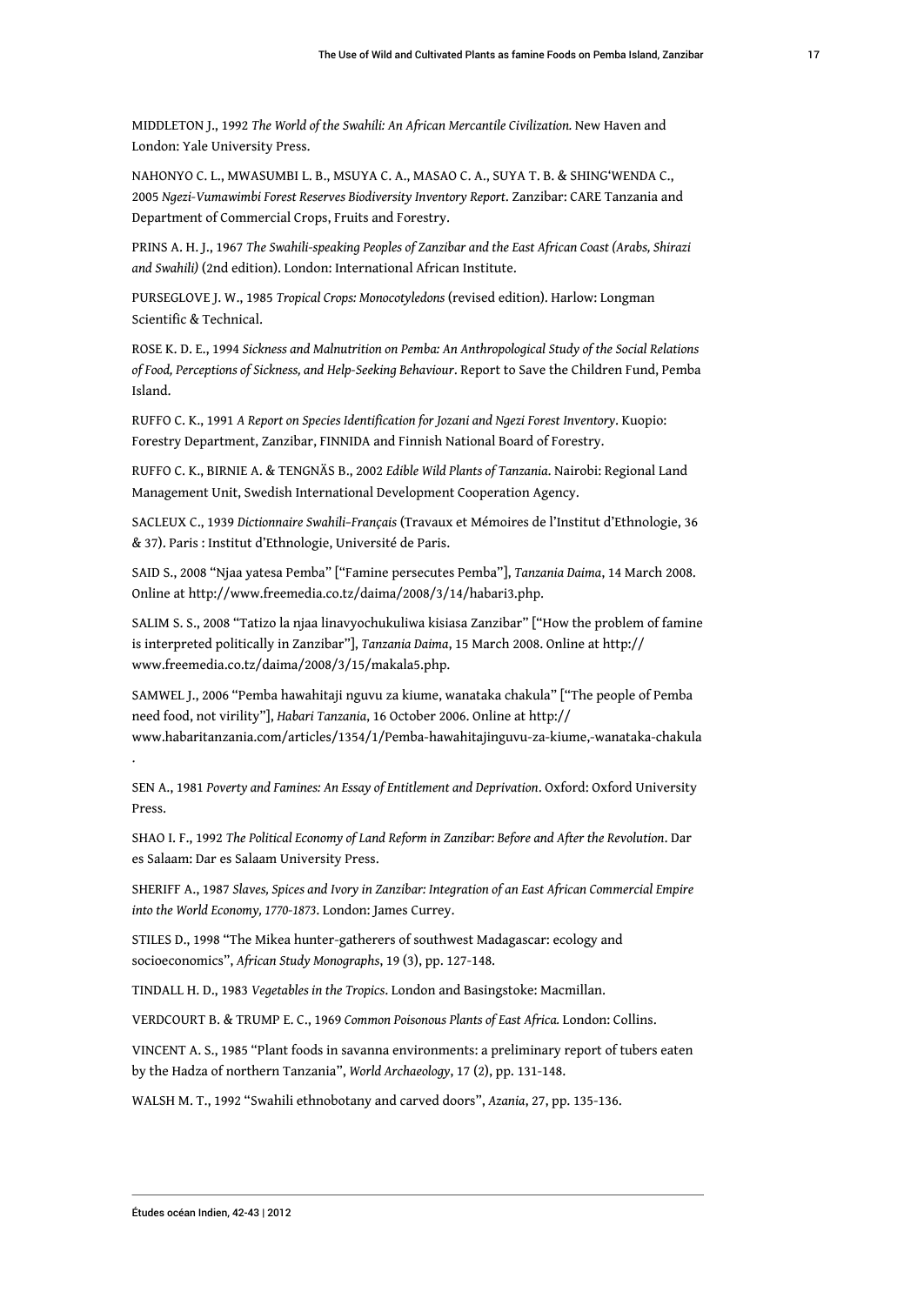MIDDLETON J., 1992 *The World of the Swahili: An African Mercantile Civilization.* New Haven and London: Yale University Press.

NAHONYO C. L., MWASUMBI L. B., MSUYA C. A., MASAO C. A., SUYA T. B. & SHING'WENDA C., 2005 *Ngezi-Vumawimbi Forest Reserves Biodiversity Inventory Report*. Zanzibar: CARE Tanzania and Department of Commercial Crops, Fruits and Forestry.

PRINS A. H. J., 1967 *The Swahili-speaking Peoples of Zanzibar and the East African Coast (Arabs, Shirazi and Swahili)* (2nd edition). London: International African Institute.

PURSEGLOVE J. W., 1985 *Tropical Crops: Monocotyledons* (revised edition). Harlow: Longman Scientific & Technical.

ROSE K. D. E., 1994 *Sickness and Malnutrition on Pemba: An Anthropological Study of the Social Relations of Food, Perceptions of Sickness, and Help-Seeking Behaviour*. Report to Save the Children Fund, Pemba Island.

RUFFO C. K., 1991 *A Report on Species Identification for Jozani and Ngezi Forest Inventory*. Kuopio: Forestry Department, Zanzibar, FINNIDA and Finnish National Board of Forestry.

RUFFO C. K., BIRNIE A. & TENGNÄS B., 2002 *Edible Wild Plants of Tanzania*. Nairobi: Regional Land Management Unit, Swedish International Development Cooperation Agency.

SACLEUX C., 1939 *Dictionnaire Swahili–Français* (Travaux et Mémoires de l'Institut d'Ethnologie, 36 & 37). Paris : Institut d'Ethnologie, Université de Paris.

SAID S., 2008 "Njaa yatesa Pemba" ["Famine persecutes Pemba"], *Tanzania Daima*, 14 March 2008. Online at http://www.freemedia.co.tz/daima/2008/3/14/habari3.php.

SALIM S. S., 2008 "Tatizo la njaa linavyochukuliwa kisiasa Zanzibar" ["How the problem of famine is interpreted politically in Zanzibar"], *Tanzania Daima*, 15 March 2008. Online at http://www.freemedia.co.tz/daima/2008/3/15/makala5.php.

SAMWEL J., 2006 "Pemba hawahitaji nguvu za kiume, wanataka chakula" ["The people of Pemba need food, not virility"], *Habari Tanzania*, 16 October 2006. Online at http://www.habaritanzania.com/articles/1354/1/Pemba-hawahitajinguvu-za-kiume,-wanataka-chakula.

SEN A., 1981 *Poverty and Famines: An Essay of Entitlement and Deprivation*. Oxford: Oxford University Press.

SHAO I. F., 1992 *The Political Economy of Land Reform in Zanzibar: Before and After the Revolution*. Dar es Salaam: Dar es Salaam University Press.

SHERIFF A., 1987 *Slaves, Spices and Ivory in Zanzibar: Integration of an East African Commercial Empire into the World Economy, 1770-1873*. London: James Currey.

STILES D., 1998 "The Mikea hunter-gatherers of southwest Madagascar: ecology and socioeconomics", *African Study Monographs*, 19 (3), pp. 127-148.

TINDALL H. D., 1983 *Vegetables in the Tropics*. London and Basingstoke: Macmillan.

VERDCOURT B. & TRUMP E. C., 1969 *Common Poisonous Plants of East Africa.* London: Collins.

VINCENT A. S., 1985 "Plant foods in savanna environments: a preliminary report of tubers eaten by the Hadza of northern Tanzania", *World Archaeology*, 17 (2), pp. 131-148.

WALSH M. T., 1992 "Swahili ethnobotany and carved doors", *Azania*, 27, pp. 135-136.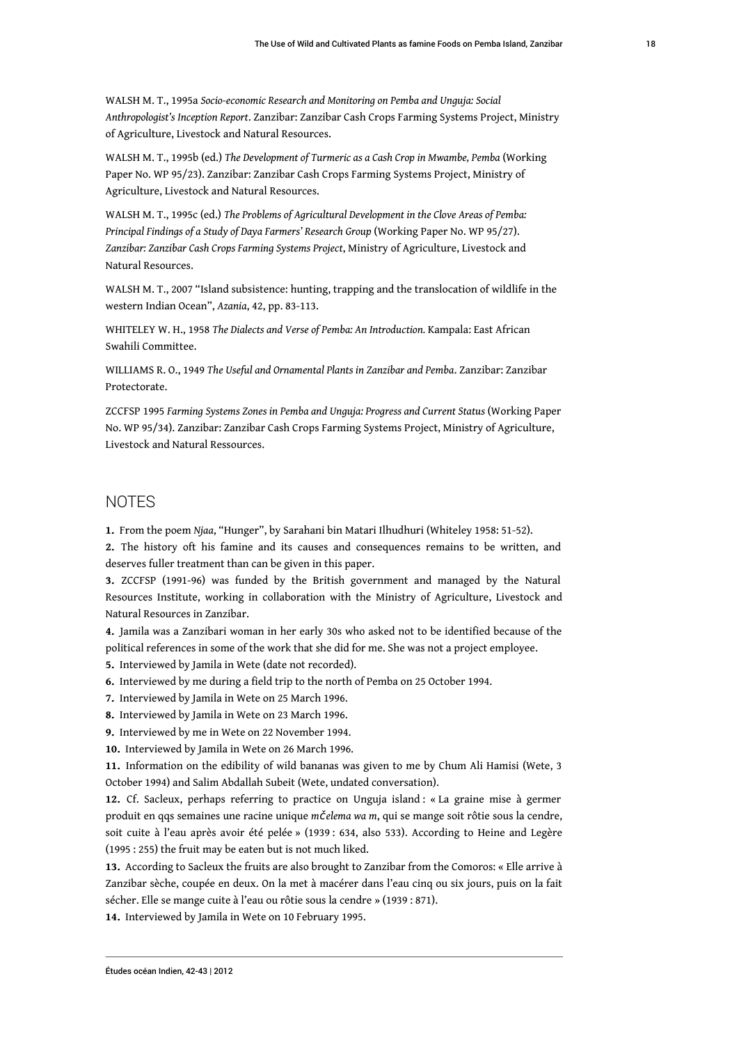WALSH M. T., 1995a *Socio-economic Research and Monitoring on Pemba and Unguja: Social Anthropologist's Inception Report*. Zanzibar: Zanzibar Cash Crops Farming Systems Project, Ministry of Agriculture, Livestock and Natural Resources.

WALSH M. T., 1995b (ed.) *The Development of Turmeric as a Cash Crop in Mwambe, Pemba* (Working Paper No. WP 95/23). Zanzibar: Zanzibar Cash Crops Farming Systems Project, Ministry of Agriculture, Livestock and Natural Resources.

WALSH M. T., 1995c (ed.) *The Problems of Agricultural Development in the Clove Areas of Pemba: Principal Findings of a Study of Daya Farmers' Research Group* (Working Paper No. WP 95/27). *Zanzibar: Zanzibar Cash Crops Farming Systems Project*, Ministry of Agriculture, Livestock and Natural Resources.

WALSH M. T., 2007 "Island subsistence: hunting, trapping and the translocation of wildlife in the western Indian Ocean", *Azania*, 42, pp. 83-113.

WHITELEY W. H., 1958 *The Dialects and Verse of Pemba: An Introduction.* Kampala: East African Swahili Committee.

WILLIAMS R. O., 1949 *The Useful and Ornamental Plants in Zanzibar and Pemba*. Zanzibar: Zanzibar Protectorate.

ZCCFSP 1995 *Farming Systems Zones in Pemba and Unguja: Progress and Current Status* (Working Paper No. WP 95/34). Zanzibar: Zanzibar Cash Crops Farming Systems Project, Ministry of Agriculture, Livestock and Natural Ressources.

## NOTES

**1.** From the poem *Njaa*, "Hunger", by Sarahani bin Matari Ilhudhuri (Whiteley 1958: 51-52).

**2.** The history oft his famine and its causes and consequences remains to be written, and deserves fuller treatment than can be given in this paper.

**3.** ZCCFSP (1991-96) was funded by the British government and managed by the Natural Resources Institute, working in collaboration with the Ministry of Agriculture, Livestock and Natural Resources in Zanzibar.

**4.** Jamila was a Zanzibari woman in her early 30s who asked not to be identified because of the political references in some of the work that she did for me. She was not a project employee.

**5.** Interviewed by Jamila in Wete (date not recorded).

**6.** Interviewed by me during a field trip to the north of Pemba on 25 October 1994.

**7.** Interviewed by Jamila in Wete on 25 March 1996.

**8.** Interviewed by Jamila in Wete on 23 March 1996.

**9.** Interviewed by me in Wete on 22 November 1994.

**10.** Interviewed by Jamila in Wete on 26 March 1996.

**11.** Information on the edibility of wild bananas was given to me by Chum Ali Hamisi (Wete, 3 October 1994) and Salim Abdallah Subeit (Wete, undated conversation).

**12.** Cf. Sacleux, perhaps referring to practice on Unguja island : « La graine mise à germer produit en qqs semaines une racine unique *mčelema wa m*, qui se mange soit rôtie sous la cendre, soit cuite à l'eau après avoir été pelée » (1939 : 634, also 533). According to Heine and Legère (1995 : 255) the fruit may be eaten but is not much liked.

**13.** According to Sacleux the fruits are also brought to Zanzibar from the Comoros: « Elle arrive à Zanzibar sèche, coupée en deux. On la met à macérer dans l'eau cinq ou six jours, puis on la fait sécher. Elle se mange cuite à l'eau ou rôtie sous la cendre » (1939 : 871).

**14.** Interviewed by Jamila in Wete on 10 February 1995.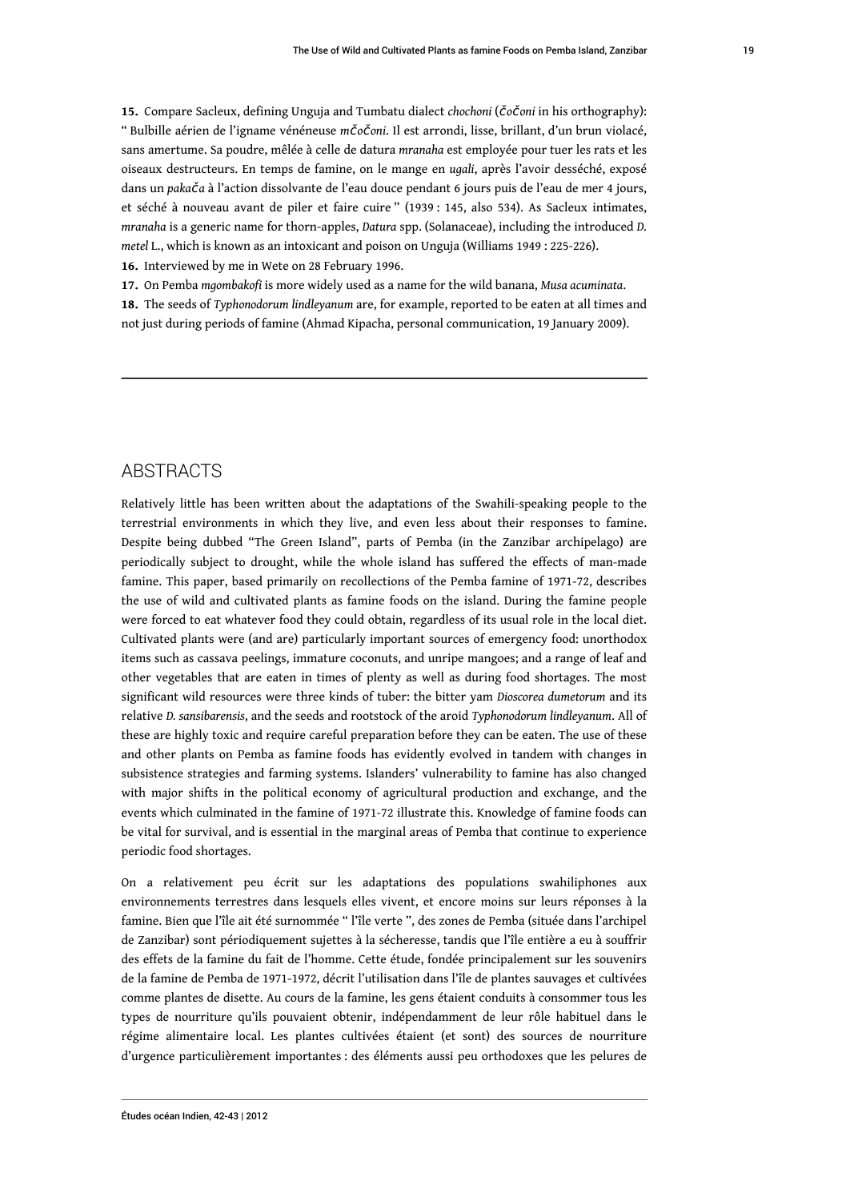**15.** Compare Sacleux, defining Unguja and Tumbatu dialect *chochoni* (*čočoni* in his orthography): " Bulbille aérien de l'igname vénéneuse *mčočoni*. Il est arrondi, lisse, brillant, d'un brun violacé, sans amertume. Sa poudre, mêlée à celle de datura *mranaha* est employée pour tuer les rats et les oiseaux destructeurs. En temps de famine, on le mange en *ugali*, après l'avoir desséché, exposé dans un *pakača* à l'action dissolvante de l'eau douce pendant 6 jours puis de l'eau de mer 4 jours, et séché à nouveau avant de piler et faire cuire " (1939 : 145, also 534). As Sacleux intimates, *mranaha* is a generic name for thorn-apples, *Datura* spp. (Solanaceae), including the introduced *D. metel* L., which is known as an intoxicant and poison on Unguja (Williams 1949 : 225-226).

**16.** Interviewed by me in Wete on 28 February 1996.

**17.** On Pemba *mgombakofi* is more widely used as a name for the wild banana, *Musa acuminata*.

**18.** The seeds of *Typhonodorum lindleyanum* are, for example, reported to be eaten at all times and not just during periods of famine (Ahmad Kipacha, personal communication, 19 January 2009).

## ABSTRACTS

Relatively little has been written about the adaptations of the Swahili-speaking people to the terrestrial environments in which they live, and even less about their responses to famine. Despite being dubbed "The Green Island", parts of Pemba (in the Zanzibar archipelago) are periodically subject to drought, while the whole island has suffered the effects of man-made famine. This paper, based primarily on recollections of the Pemba famine of 1971-72, describes the use of wild and cultivated plants as famine foods on the island. During the famine people were forced to eat whatever food they could obtain, regardless of its usual role in the local diet. Cultivated plants were (and are) particularly important sources of emergency food: unorthodox items such as cassava peelings, immature coconuts, and unripe mangoes; and a range of leaf and other vegetables that are eaten in times of plenty as well as during food shortages. The most significant wild resources were three kinds of tuber: the bitter yam *Dioscorea dumetorum* and its relative *D. sansibarensis*, and the seeds and rootstock of the aroid *Typhonodorum lindleyanum*. All of these are highly toxic and require careful preparation before they can be eaten. The use of these and other plants on Pemba as famine foods has evidently evolved in tandem with changes in subsistence strategies and farming systems. Islanders' vulnerability to famine has also changed with major shifts in the political economy of agricultural production and exchange, and the events which culminated in the famine of 1971-72 illustrate this. Knowledge of famine foods can be vital for survival, and is essential in the marginal areas of Pemba that continue to experience periodic food shortages.

On a relativement peu écrit sur les adaptations des populations swahiliphones aux environnements terrestres dans lesquels elles vivent, et encore moins sur leurs réponses à la famine. Bien que l'île ait été surnommée " l'île verte ", des zones de Pemba (située dans l'archipel de Zanzibar) sont périodiquement sujettes à la sécheresse, tandis que l'île entière a eu à souffrir des effets de la famine du fait de l'homme. Cette étude, fondée principalement sur les souvenirs de la famine de Pemba de 1971-1972, décrit l'utilisation dans l'île de plantes sauvages et cultivées comme plantes de disette. Au cours de la famine, les gens étaient conduits à consommer tous les types de nourriture qu'ils pouvaient obtenir, indépendamment de leur rôle habituel dans le régime alimentaire local. Les plantes cultivées étaient (et sont) des sources de nourriture d'urgence particulièrement importantes : des éléments aussi peu orthodoxes que les pelures de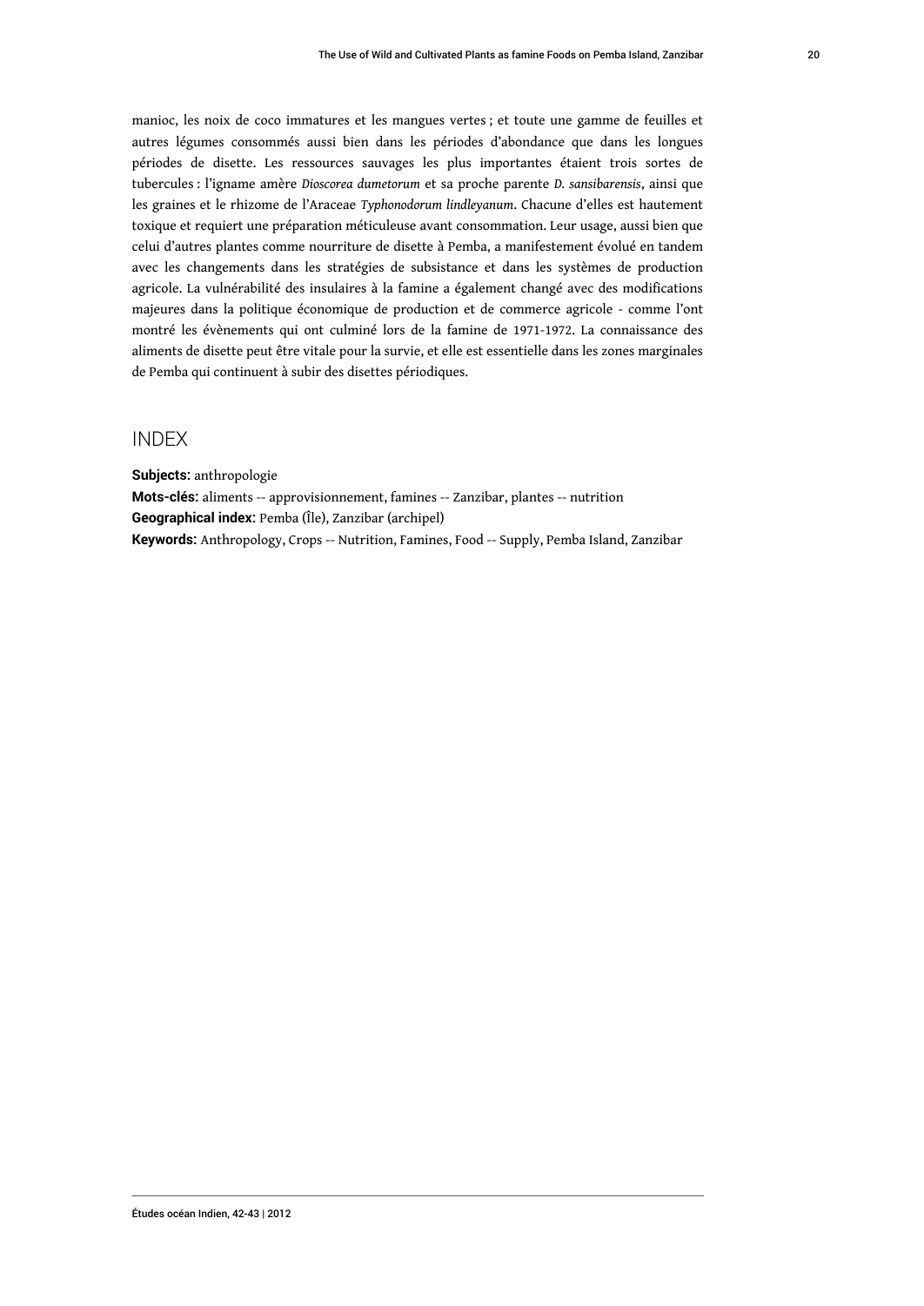manioc, les noix de coco immatures et les mangues vertes ; et toute une gamme de feuilles et autres légumes consommés aussi bien dans les périodes d'abondance que dans les longues périodes de disette. Les ressources sauvages les plus importantes étaient trois sortes de tubercules : l'igname amère *Dioscorea dumetorum* et sa proche parente *D. sansibarensis*, ainsi que les graines et le rhizome de l'Araceae *Typhonodorum lindleyanum*. Chacune d'elles est hautement toxique et requiert une préparation méticuleuse avant consommation. Leur usage, aussi bien que celui d'autres plantes comme nourriture de disette à Pemba, a manifestement évolué en tandem avec les changements dans les stratégies de subsistance et dans les systèmes de production agricole. La vulnérabilité des insulaires à la famine a également changé avec des modifications majeures dans la politique économique de production et de commerce agricole - comme l'ont montré les évènements qui ont culminé lors de la famine de 1971-1972. La connaissance des aliments de disette peut être vitale pour la survie, et elle est essentielle dans les zones marginales de Pemba qui continuent à subir des disettes périodiques.

## INDEX

**Subjects:** anthropologie
**Mots-clés:** aliments -- approvisionnement, famines -- Zanzibar, plantes -- nutrition
**Geographical index:** Pemba (Île), Zanzibar (archipel)
**Keywords:** Anthropology, Crops -- Nutrition, Famines, Food -- Supply, Pemba Island, Zanzibar